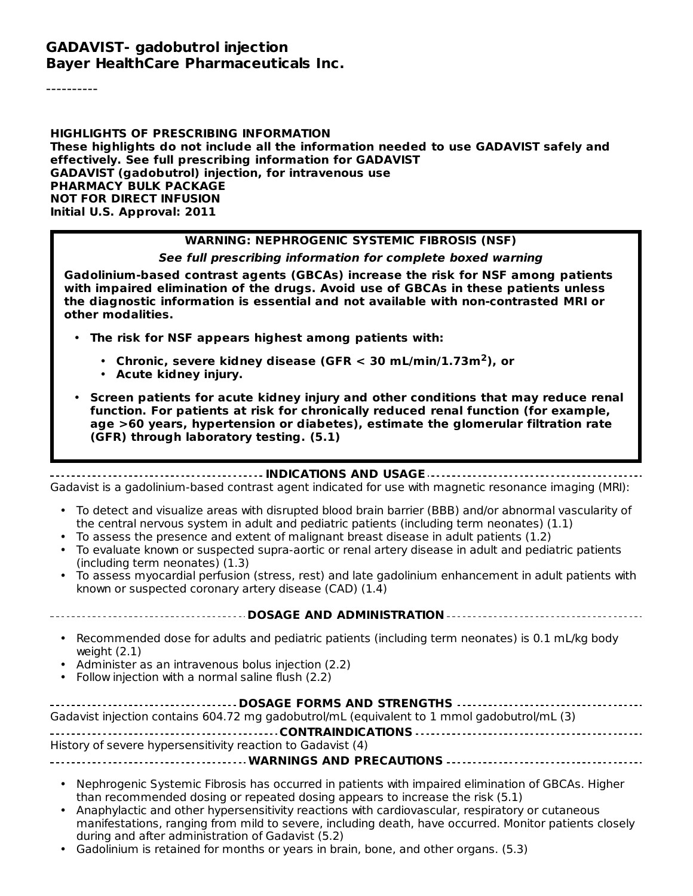# GADAVIST- gadobutrol injection
# Bayer HealthCare Pharmaceuticals Inc.

----------

**HIGHLIGHTS OF PRESCRIBING INFORMATION**
**These highlights do not include all the information needed to use GADAVIST safely and effectively. See full prescribing information for GADAVIST**
**GADAVIST (gadobutrol) injection, for intravenous use**
**PHARMACY BULK PACKAGE**
**NOT FOR DIRECT INFUSION**
**Initial U.S. Approval: 2011**

> **WARNING: NEPHROGENIC SYSTEMIC FIBROSIS (NSF)**
>
> ***See full prescribing information for complete boxed warning***
>
> **Gadolinium-based contrast agents (GBCAs) increase the risk for NSF among patients with impaired elimination of the drugs. Avoid use of GBCAs in these patients unless the diagnostic information is essential and not available with non-contrasted MRI or other modalities.**
>
> - **The risk for NSF appears highest among patients with:**
>     - **Chronic, severe kidney disease (GFR < 30 mL/min/1.73m$^2$), or**
>     - **Acute kidney injury.**
> - **Screen patients for acute kidney injury and other conditions that may reduce renal function. For patients at risk for chronically reduced renal function (for example, age >60 years, hypertension or diabetes), estimate the glomerular filtration rate (GFR) through laboratory testing. (5.1)**

**INDICATIONS AND USAGE**

Gadavist is a gadolinium-based contrast agent indicated for use with magnetic resonance imaging (MRI):

- To detect and visualize areas with disrupted blood brain barrier (BBB) and/or abnormal vascularity of the central nervous system in adult and pediatric patients (including term neonates) (1.1)
- To assess the presence and extent of malignant breast disease in adult patients (1.2)
- To evaluate known or suspected supra-aortic or renal artery disease in adult and pediatric patients (including term neonates) (1.3)
- To assess myocardial perfusion (stress, rest) and late gadolinium enhancement in adult patients with known or suspected coronary artery disease (CAD) (1.4)

**DOSAGE AND ADMINISTRATION**

- Recommended dose for adults and pediatric patients (including term neonates) is 0.1 mL/kg body weight (2.1)
- Administer as an intravenous bolus injection (2.2)
- Follow injection with a normal saline flush (2.2)

**DOSAGE FORMS AND STRENGTHS**

Gadavist injection contains 604.72 mg gadobutrol/mL (equivalent to 1 mmol gadobutrol/mL (3)

**CONTRAINDICATIONS**

History of severe hypersensitivity reaction to Gadavist (4)

**WARNINGS AND PRECAUTIONS**

- Nephrogenic Systemic Fibrosis has occurred in patients with impaired elimination of GBCAs. Higher than recommended dosing or repeated dosing appears to increase the risk (5.1)
- Anaphylactic and other hypersensitivity reactions with cardiovascular, respiratory or cutaneous manifestations, ranging from mild to severe, including death, have occurred. Monitor patients closely during and after administration of Gadavist (5.2)
- Gadolinium is retained for months or years in brain, bone, and other organs. (5.3)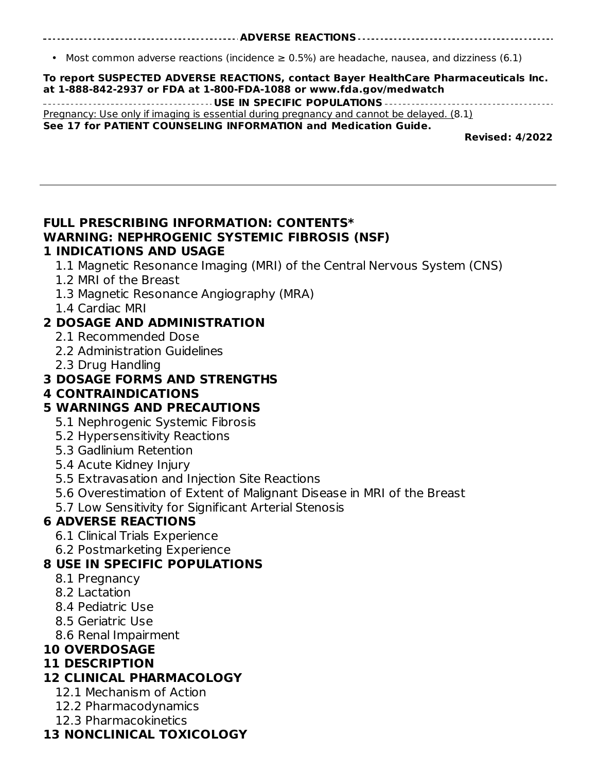## ADVERSE REACTIONS

- Most common adverse reactions (incidence ≥ 0.5%) are headache, nausea, and dizziness (6.1)

**To report SUSPECTED ADVERSE REACTIONS, contact Bayer HealthCare Pharmaceuticals Inc. at 1-888-842-2937 or FDA at 1-800-FDA-1088 or www.fda.gov/medwatch**

## USE IN SPECIFIC POPULATIONS

Pregnancy: Use only if imaging is essential during pregnancy and cannot be delayed. (8.1)

**See 17 for PATIENT COUNSELING INFORMATION and Medication Guide.**

**Revised: 4/2022**

---

## FULL PRESCRIBING INFORMATION: CONTENTS*

**WARNING: NEPHROGENIC SYSTEMIC FIBROSIS (NSF)**

**1 INDICATIONS AND USAGE**
- 1.1 Magnetic Resonance Imaging (MRI) of the Central Nervous System (CNS)
- 1.2 MRI of the Breast
- 1.3 Magnetic Resonance Angiography (MRA)
- 1.4 Cardiac MRI

**2 DOSAGE AND ADMINISTRATION**
- 2.1 Recommended Dose
- 2.2 Administration Guidelines
- 2.3 Drug Handling

**3 DOSAGE FORMS AND STRENGTHS**

**4 CONTRAINDICATIONS**

**5 WARNINGS AND PRECAUTIONS**
- 5.1 Nephrogenic Systemic Fibrosis
- 5.2 Hypersensitivity Reactions
- 5.3 Gadlinium Retention
- 5.4 Acute Kidney Injury
- 5.5 Extravasation and Injection Site Reactions
- 5.6 Overestimation of Extent of Malignant Disease in MRI of the Breast
- 5.7 Low Sensitivity for Significant Arterial Stenosis

**6 ADVERSE REACTIONS**
- 6.1 Clinical Trials Experience
- 6.2 Postmarketing Experience

**8 USE IN SPECIFIC POPULATIONS**
- 8.1 Pregnancy
- 8.2 Lactation
- 8.4 Pediatric Use
- 8.5 Geriatric Use
- 8.6 Renal Impairment

**10 OVERDOSAGE**

**11 DESCRIPTION**

**12 CLINICAL PHARMACOLOGY**
- 12.1 Mechanism of Action
- 12.2 Pharmacodynamics
- 12.3 Pharmacokinetics

**13 NONCLINICAL TOXICOLOGY**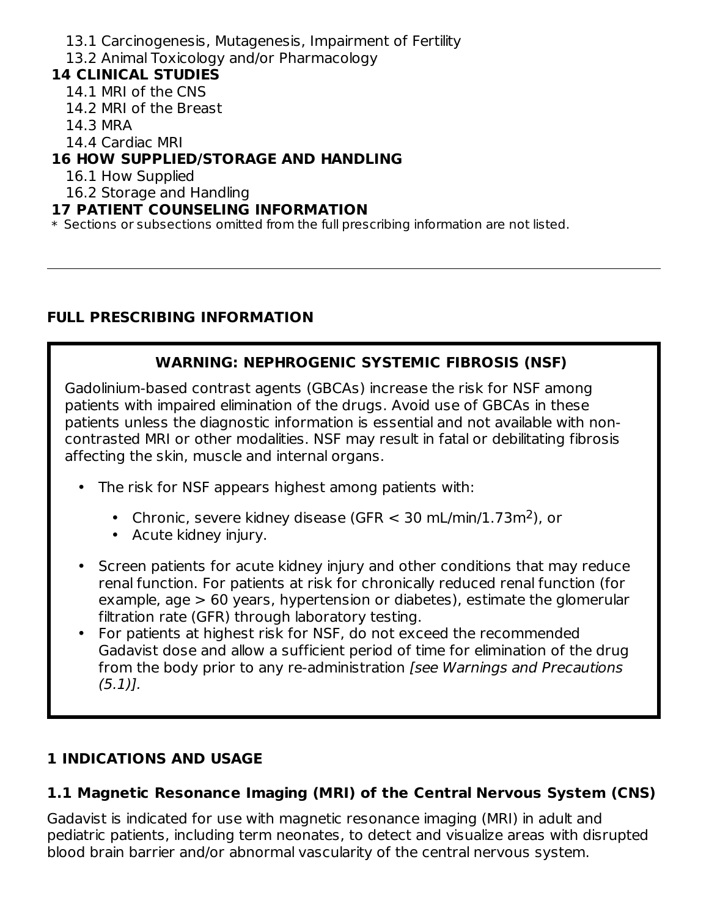13.1 Carcinogenesis, Mutagenesis, Impairment of Fertility
13.2 Animal Toxicology and/or Pharmacology

**14 CLINICAL STUDIES**

14.1 MRI of the CNS
14.2 MRI of the Breast
14.3 MRA
14.4 Cardiac MRI

**16 HOW SUPPLIED/STORAGE AND HANDLING**

16.1 How Supplied
16.2 Storage and Handling

**17 PATIENT COUNSELING INFORMATION**

* Sections or subsections omitted from the full prescribing information are not listed.

---

## FULL PRESCRIBING INFORMATION

**WARNING: NEPHROGENIC SYSTEMIC FIBROSIS (NSF)**

Gadolinium-based contrast agents (GBCAs) increase the risk for NSF among patients with impaired elimination of the drugs. Avoid use of GBCAs in these patients unless the diagnostic information is essential and not available with non-contrasted MRI or other modalities. NSF may result in fatal or debilitating fibrosis affecting the skin, muscle and internal organs.

- The risk for NSF appears highest among patients with:
  - Chronic, severe kidney disease (GFR < 30 mL/min/1.73m$^2$), or
  - Acute kidney injury.
- Screen patients for acute kidney injury and other conditions that may reduce renal function. For patients at risk for chronically reduced renal function (for example, age > 60 years, hypertension or diabetes), estimate the glomerular filtration rate (GFR) through laboratory testing.
- For patients at highest risk for NSF, do not exceed the recommended Gadavist dose and allow a sufficient period of time for elimination of the drug from the body prior to any re-administration *[see Warnings and Precautions (5.1)]*.

## 1 INDICATIONS AND USAGE

### 1.1 Magnetic Resonance Imaging (MRI) of the Central Nervous System (CNS)

Gadavist is indicated for use with magnetic resonance imaging (MRI) in adult and pediatric patients, including term neonates, to detect and visualize areas with disrupted blood brain barrier and/or abnormal vascularity of the central nervous system.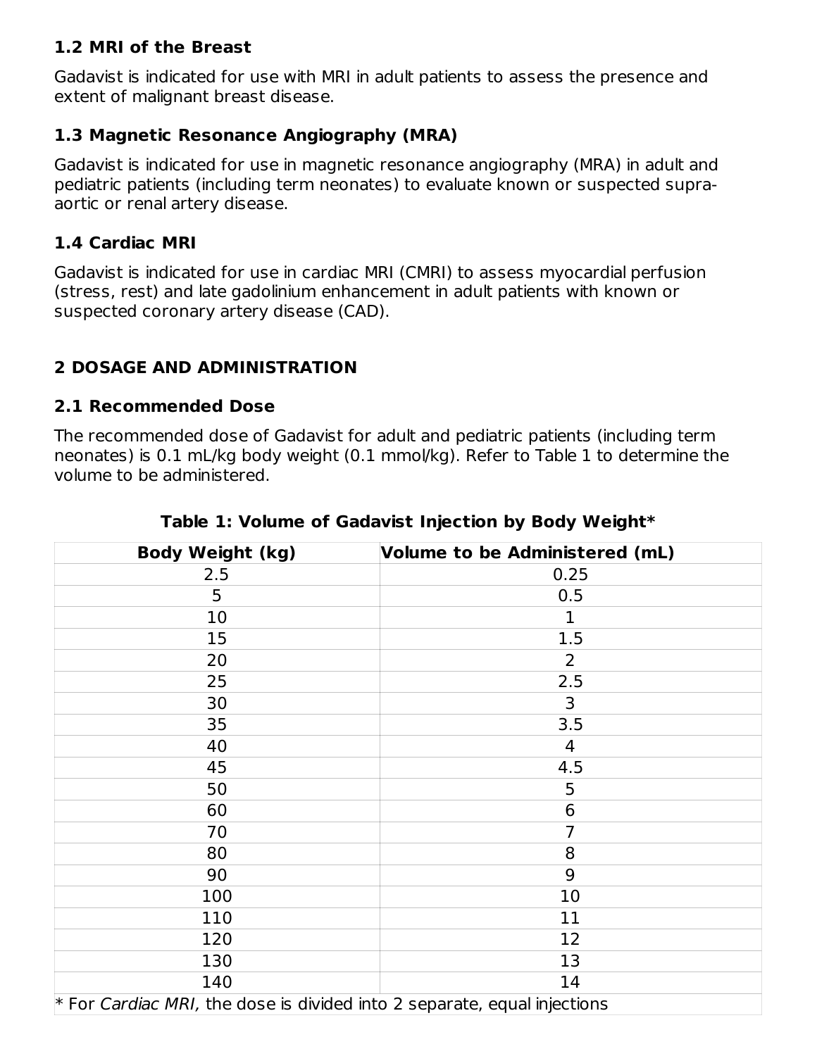### 1.2 MRI of the Breast

Gadavist is indicated for use with MRI in adult patients to assess the presence and extent of malignant breast disease.

### 1.3 Magnetic Resonance Angiography (MRA)

Gadavist is indicated for use in magnetic resonance angiography (MRA) in adult and pediatric patients (including term neonates) to evaluate known or suspected supra-aortic or renal artery disease.

### 1.4 Cardiac MRI

Gadavist is indicated for use in cardiac MRI (CMRI) to assess myocardial perfusion (stress, rest) and late gadolinium enhancement in adult patients with known or suspected coronary artery disease (CAD).

## 2 DOSAGE AND ADMINISTRATION

### 2.1 Recommended Dose

The recommended dose of Gadavist for adult and pediatric patients (including term neonates) is 0.1 mL/kg body weight (0.1 mmol/kg). Refer to Table 1 to determine the volume to be administered.

**Table 1: Volume of Gadavist Injection by Body Weight***

| Body Weight (kg) | Volume to be Administered (mL) |
|---|---|
| 2.5 | 0.25 |
| 5 | 0.5 |
| 10 | 1 |
| 15 | 1.5 |
| 20 | 2 |
| 25 | 2.5 |
| 30 | 3 |
| 35 | 3.5 |
| 40 | 4 |
| 45 | 4.5 |
| 50 | 5 |
| 60 | 6 |
| 70 | 7 |
| 80 | 8 |
| 90 | 9 |
| 100 | 10 |
| 110 | 11 |
| 120 | 12 |
| 130 | 13 |
| 140 | 14 |

* For *Cardiac MRI,* the dose is divided into 2 separate, equal injections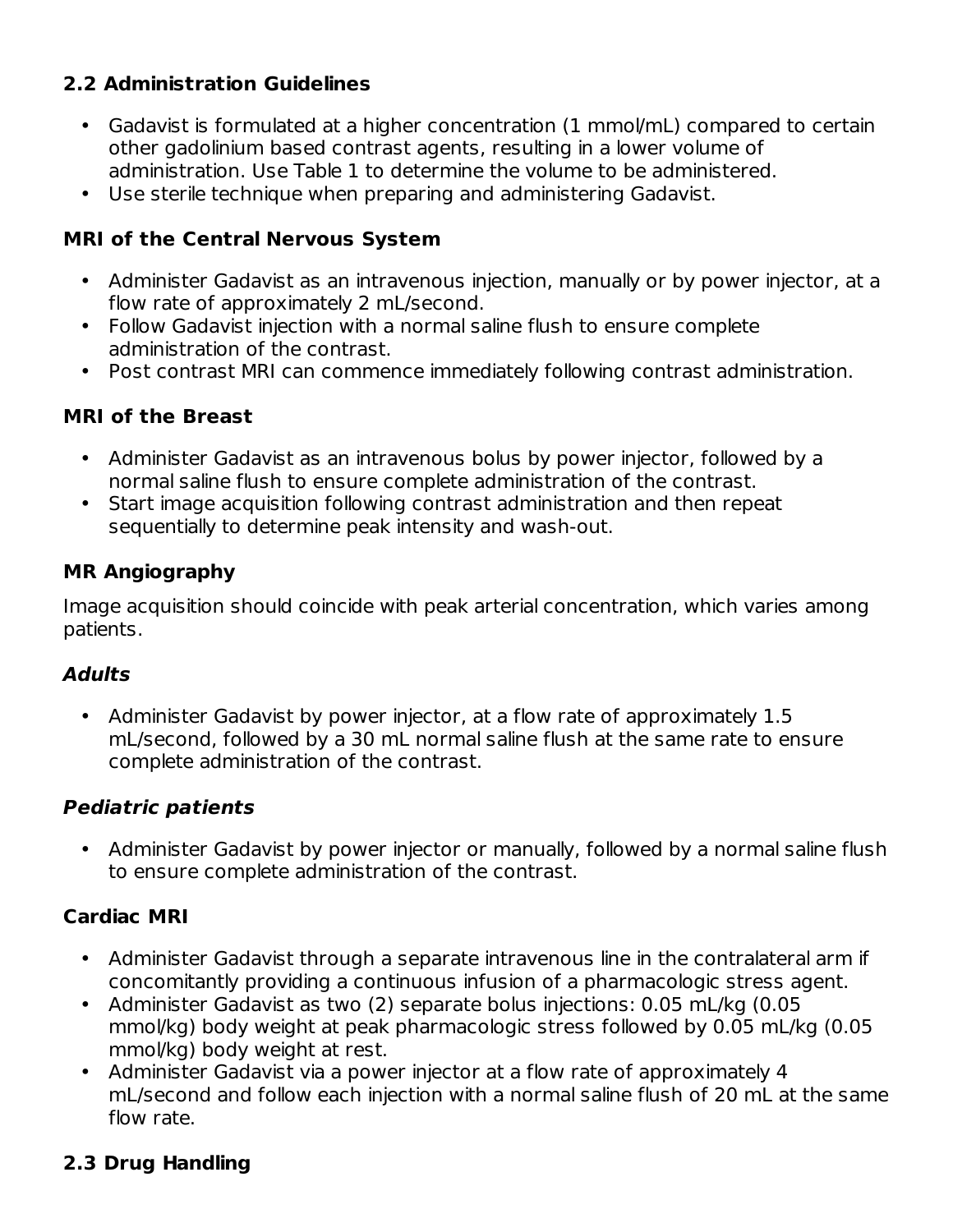## 2.2 Administration Guidelines

- Gadavist is formulated at a higher concentration (1 mmol/mL) compared to certain other gadolinium based contrast agents, resulting in a lower volume of administration. Use Table 1 to determine the volume to be administered.
- Use sterile technique when preparing and administering Gadavist.

### MRI of the Central Nervous System

- Administer Gadavist as an intravenous injection, manually or by power injector, at a flow rate of approximately 2 mL/second.
- Follow Gadavist injection with a normal saline flush to ensure complete administration of the contrast.
- Post contrast MRI can commence immediately following contrast administration.

### MRI of the Breast

- Administer Gadavist as an intravenous bolus by power injector, followed by a normal saline flush to ensure complete administration of the contrast.
- Start image acquisition following contrast administration and then repeat sequentially to determine peak intensity and wash-out.

### MR Angiography

Image acquisition should coincide with peak arterial concentration, which varies among patients.

#### *Adults*

- Administer Gadavist by power injector, at a flow rate of approximately 1.5 mL/second, followed by a 30 mL normal saline flush at the same rate to ensure complete administration of the contrast.

#### *Pediatric patients*

- Administer Gadavist by power injector or manually, followed by a normal saline flush to ensure complete administration of the contrast.

### Cardiac MRI

- Administer Gadavist through a separate intravenous line in the contralateral arm if concomitantly providing a continuous infusion of a pharmacologic stress agent.
- Administer Gadavist as two (2) separate bolus injections: 0.05 mL/kg (0.05 mmol/kg) body weight at peak pharmacologic stress followed by 0.05 mL/kg (0.05 mmol/kg) body weight at rest.
- Administer Gadavist via a power injector at a flow rate of approximately 4 mL/second and follow each injection with a normal saline flush of 20 mL at the same flow rate.

## 2.3 Drug Handling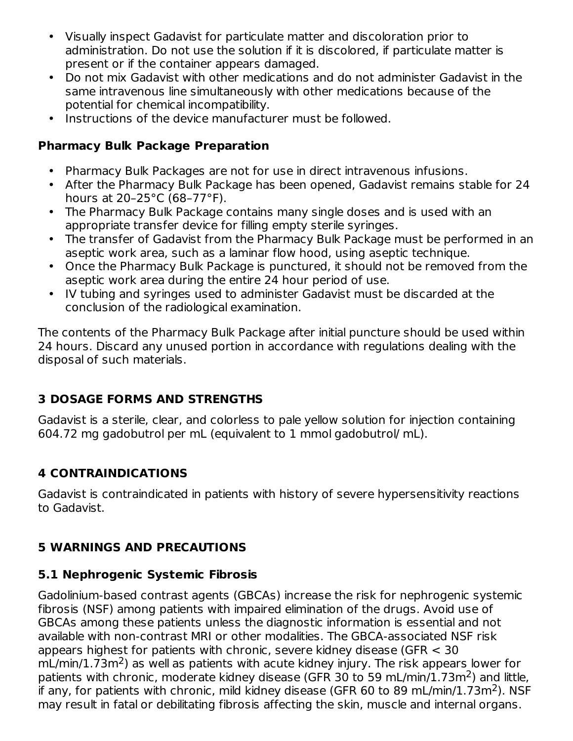- Visually inspect Gadavist for particulate matter and discoloration prior to administration. Do not use the solution if it is discolored, if particulate matter is present or if the container appears damaged.
- Do not mix Gadavist with other medications and do not administer Gadavist in the same intravenous line simultaneously with other medications because of the potential for chemical incompatibility.
- Instructions of the device manufacturer must be followed.

**Pharmacy Bulk Package Preparation**

- Pharmacy Bulk Packages are not for use in direct intravenous infusions.
- After the Pharmacy Bulk Package has been opened, Gadavist remains stable for 24 hours at 20–25°C (68–77°F).
- The Pharmacy Bulk Package contains many single doses and is used with an appropriate transfer device for filling empty sterile syringes.
- The transfer of Gadavist from the Pharmacy Bulk Package must be performed in an aseptic work area, such as a laminar flow hood, using aseptic technique.
- Once the Pharmacy Bulk Package is punctured, it should not be removed from the aseptic work area during the entire 24 hour period of use.
- IV tubing and syringes used to administer Gadavist must be discarded at the conclusion of the radiological examination.

The contents of the Pharmacy Bulk Package after initial puncture should be used within 24 hours. Discard any unused portion in accordance with regulations dealing with the disposal of such materials.

## 3 DOSAGE FORMS AND STRENGTHS

Gadavist is a sterile, clear, and colorless to pale yellow solution for injection containing 604.72 mg gadobutrol per mL (equivalent to 1 mmol gadobutrol/ mL).

## 4 CONTRAINDICATIONS

Gadavist is contraindicated in patients with history of severe hypersensitivity reactions to Gadavist.

## 5 WARNINGS AND PRECAUTIONS

### 5.1 Nephrogenic Systemic Fibrosis

Gadolinium-based contrast agents (GBCAs) increase the risk for nephrogenic systemic fibrosis (NSF) among patients with impaired elimination of the drugs. Avoid use of GBCAs among these patients unless the diagnostic information is essential and not available with non-contrast MRI or other modalities. The GBCA-associated NSF risk appears highest for patients with chronic, severe kidney disease (GFR < 30 mL/min/1.73m$^2$) as well as patients with acute kidney injury. The risk appears lower for patients with chronic, moderate kidney disease (GFR 30 to 59 mL/min/1.73m$^2$) and little, if any, for patients with chronic, mild kidney disease (GFR 60 to 89 mL/min/1.73m$^2$). NSF may result in fatal or debilitating fibrosis affecting the skin, muscle and internal organs.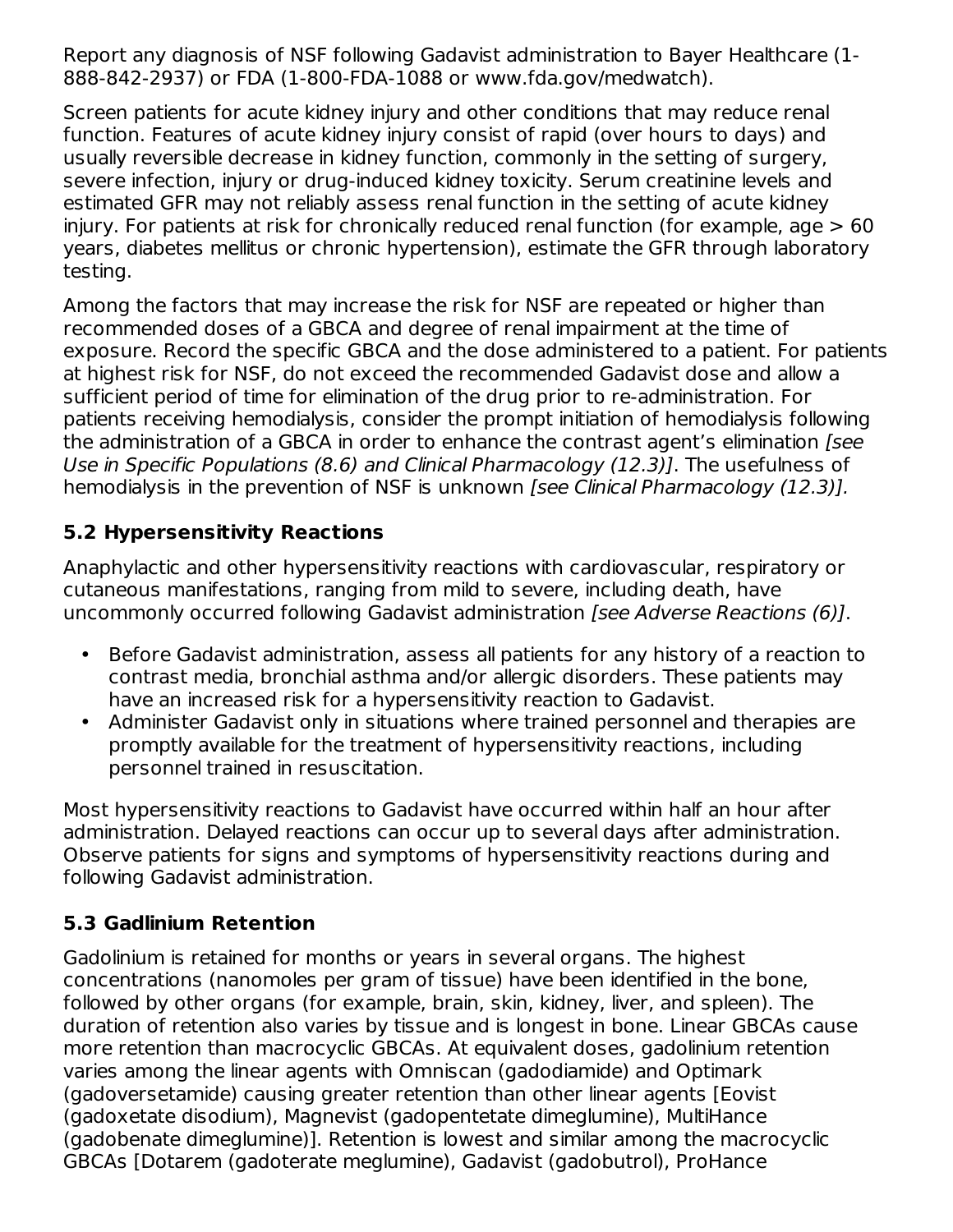Report any diagnosis of NSF following Gadavist administration to Bayer Healthcare (1-888-842-2937) or FDA (1-800-FDA-1088 or www.fda.gov/medwatch).

Screen patients for acute kidney injury and other conditions that may reduce renal function. Features of acute kidney injury consist of rapid (over hours to days) and usually reversible decrease in kidney function, commonly in the setting of surgery, severe infection, injury or drug-induced kidney toxicity. Serum creatinine levels and estimated GFR may not reliably assess renal function in the setting of acute kidney injury. For patients at risk for chronically reduced renal function (for example, age > 60 years, diabetes mellitus or chronic hypertension), estimate the GFR through laboratory testing.

Among the factors that may increase the risk for NSF are repeated or higher than recommended doses of a GBCA and degree of renal impairment at the time of exposure. Record the specific GBCA and the dose administered to a patient. For patients at highest risk for NSF, do not exceed the recommended Gadavist dose and allow a sufficient period of time for elimination of the drug prior to re-administration. For patients receiving hemodialysis, consider the prompt initiation of hemodialysis following the administration of a GBCA in order to enhance the contrast agent's elimination *[see Use in Specific Populations (8.6) and Clinical Pharmacology (12.3)]*. The usefulness of hemodialysis in the prevention of NSF is unknown *[see Clinical Pharmacology (12.3)]*.

### 5.2 Hypersensitivity Reactions

Anaphylactic and other hypersensitivity reactions with cardiovascular, respiratory or cutaneous manifestations, ranging from mild to severe, including death, have uncommonly occurred following Gadavist administration *[see Adverse Reactions (6)]*.

- Before Gadavist administration, assess all patients for any history of a reaction to contrast media, bronchial asthma and/or allergic disorders. These patients may have an increased risk for a hypersensitivity reaction to Gadavist.
- Administer Gadavist only in situations where trained personnel and therapies are promptly available for the treatment of hypersensitivity reactions, including personnel trained in resuscitation.

Most hypersensitivity reactions to Gadavist have occurred within half an hour after administration. Delayed reactions can occur up to several days after administration. Observe patients for signs and symptoms of hypersensitivity reactions during and following Gadavist administration.

### 5.3 Gadlinium Retention

Gadolinium is retained for months or years in several organs. The highest concentrations (nanomoles per gram of tissue) have been identified in the bone, followed by other organs (for example, brain, skin, kidney, liver, and spleen). The duration of retention also varies by tissue and is longest in bone. Linear GBCAs cause more retention than macrocyclic GBCAs. At equivalent doses, gadolinium retention varies among the linear agents with Omniscan (gadodiamide) and Optimark (gadoversetamide) causing greater retention than other linear agents [Eovist (gadoxetate disodium), Magnevist (gadopentetate dimeglumine), MultiHance (gadobenate dimeglumine)]. Retention is lowest and similar among the macrocyclic GBCAs [Dotarem (gadoterate meglumine), Gadavist (gadobutrol), ProHance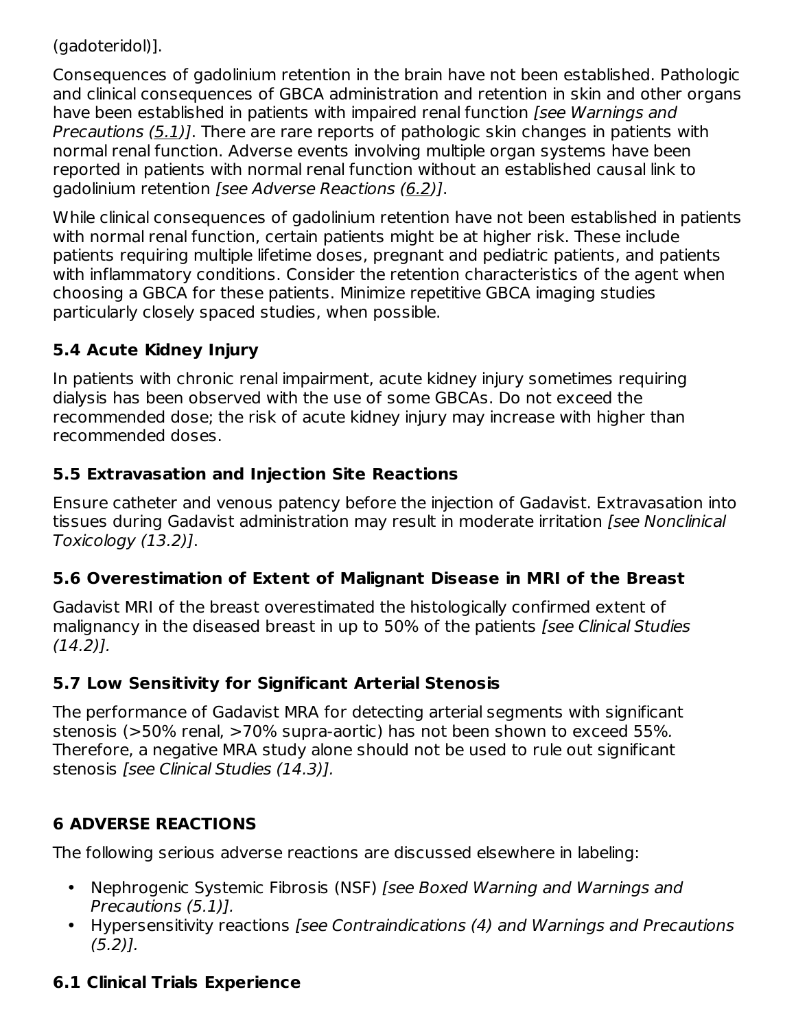(gadoteridol)].

Consequences of gadolinium retention in the brain have not been established. Pathologic and clinical consequences of GBCA administration and retention in skin and other organs have been established in patients with impaired renal function *[see Warnings and Precautions (5.1)]*. There are rare reports of pathologic skin changes in patients with normal renal function. Adverse events involving multiple organ systems have been reported in patients with normal renal function without an established causal link to gadolinium retention *[see Adverse Reactions (6.2)]*.

While clinical consequences of gadolinium retention have not been established in patients with normal renal function, certain patients might be at higher risk. These include patients requiring multiple lifetime doses, pregnant and pediatric patients, and patients with inflammatory conditions. Consider the retention characteristics of the agent when choosing a GBCA for these patients. Minimize repetitive GBCA imaging studies particularly closely spaced studies, when possible.

### 5.4 Acute Kidney Injury

In patients with chronic renal impairment, acute kidney injury sometimes requiring dialysis has been observed with the use of some GBCAs. Do not exceed the recommended dose; the risk of acute kidney injury may increase with higher than recommended doses.

### 5.5 Extravasation and Injection Site Reactions

Ensure catheter and venous patency before the injection of Gadavist. Extravasation into tissues during Gadavist administration may result in moderate irritation *[see Nonclinical Toxicology (13.2)]*.

### 5.6 Overestimation of Extent of Malignant Disease in MRI of the Breast

Gadavist MRI of the breast overestimated the histologically confirmed extent of malignancy in the diseased breast in up to 50% of the patients *[see Clinical Studies (14.2)].*

### 5.7 Low Sensitivity for Significant Arterial Stenosis

The performance of Gadavist MRA for detecting arterial segments with significant stenosis (>50% renal, >70% supra-aortic) has not been shown to exceed 55%. Therefore, a negative MRA study alone should not be used to rule out significant stenosis *[see Clinical Studies (14.3)].*

## 6 ADVERSE REACTIONS

The following serious adverse reactions are discussed elsewhere in labeling:

- Nephrogenic Systemic Fibrosis (NSF) *[see Boxed Warning and Warnings and Precautions (5.1)].*
- Hypersensitivity reactions *[see Contraindications (4) and Warnings and Precautions (5.2)].*

### 6.1 Clinical Trials Experience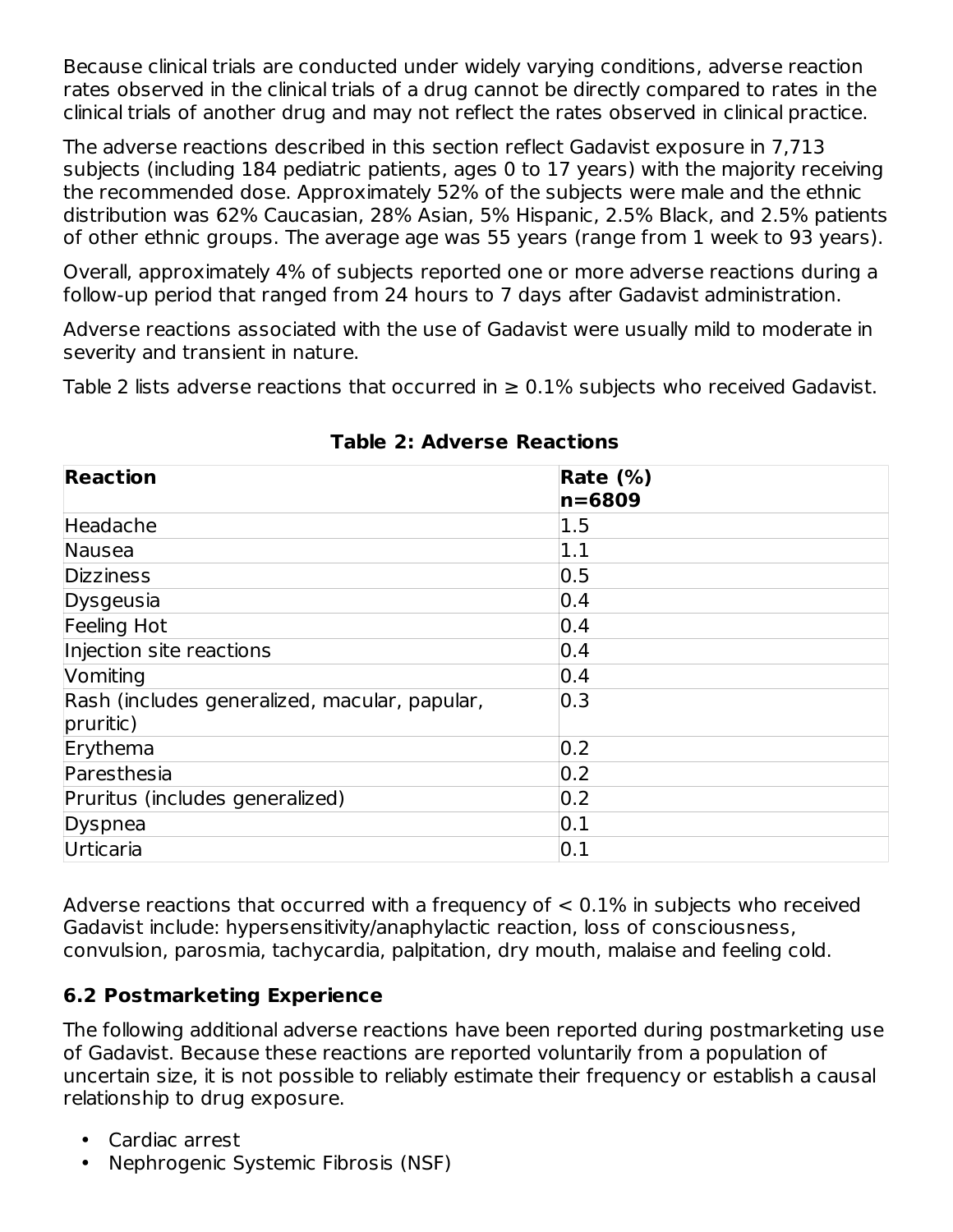Because clinical trials are conducted under widely varying conditions, adverse reaction rates observed in the clinical trials of a drug cannot be directly compared to rates in the clinical trials of another drug and may not reflect the rates observed in clinical practice.

The adverse reactions described in this section reflect Gadavist exposure in 7,713 subjects (including 184 pediatric patients, ages 0 to 17 years) with the majority receiving the recommended dose. Approximately 52% of the subjects were male and the ethnic distribution was 62% Caucasian, 28% Asian, 5% Hispanic, 2.5% Black, and 2.5% patients of other ethnic groups. The average age was 55 years (range from 1 week to 93 years).

Overall, approximately 4% of subjects reported one or more adverse reactions during a follow-up period that ranged from 24 hours to 7 days after Gadavist administration.

Adverse reactions associated with the use of Gadavist were usually mild to moderate in severity and transient in nature.

Table 2 lists adverse reactions that occurred in ≥ 0.1% subjects who received Gadavist.

**Table 2: Adverse Reactions**

| **Reaction** | **Rate (%) n=6809** |
|---|---|
| Headache | 1.5 |
| Nausea | 1.1 |
| Dizziness | 0.5 |
| Dysgeusia | 0.4 |
| Feeling Hot | 0.4 |
| Injection site reactions | 0.4 |
| Vomiting | 0.4 |
| Rash (includes generalized, macular, papular, pruritic) | 0.3 |
| Erythema | 0.2 |
| Paresthesia | 0.2 |
| Pruritus (includes generalized) | 0.2 |
| Dyspnea | 0.1 |
| Urticaria | 0.1 |

Adverse reactions that occurred with a frequency of < 0.1% in subjects who received Gadavist include: hypersensitivity/anaphylactic reaction, loss of consciousness, convulsion, parosmia, tachycardia, palpitation, dry mouth, malaise and feeling cold.

### 6.2 Postmarketing Experience

The following additional adverse reactions have been reported during postmarketing use of Gadavist. Because these reactions are reported voluntarily from a population of uncertain size, it is not possible to reliably estimate their frequency or establish a causal relationship to drug exposure.

- Cardiac arrest
- Nephrogenic Systemic Fibrosis (NSF)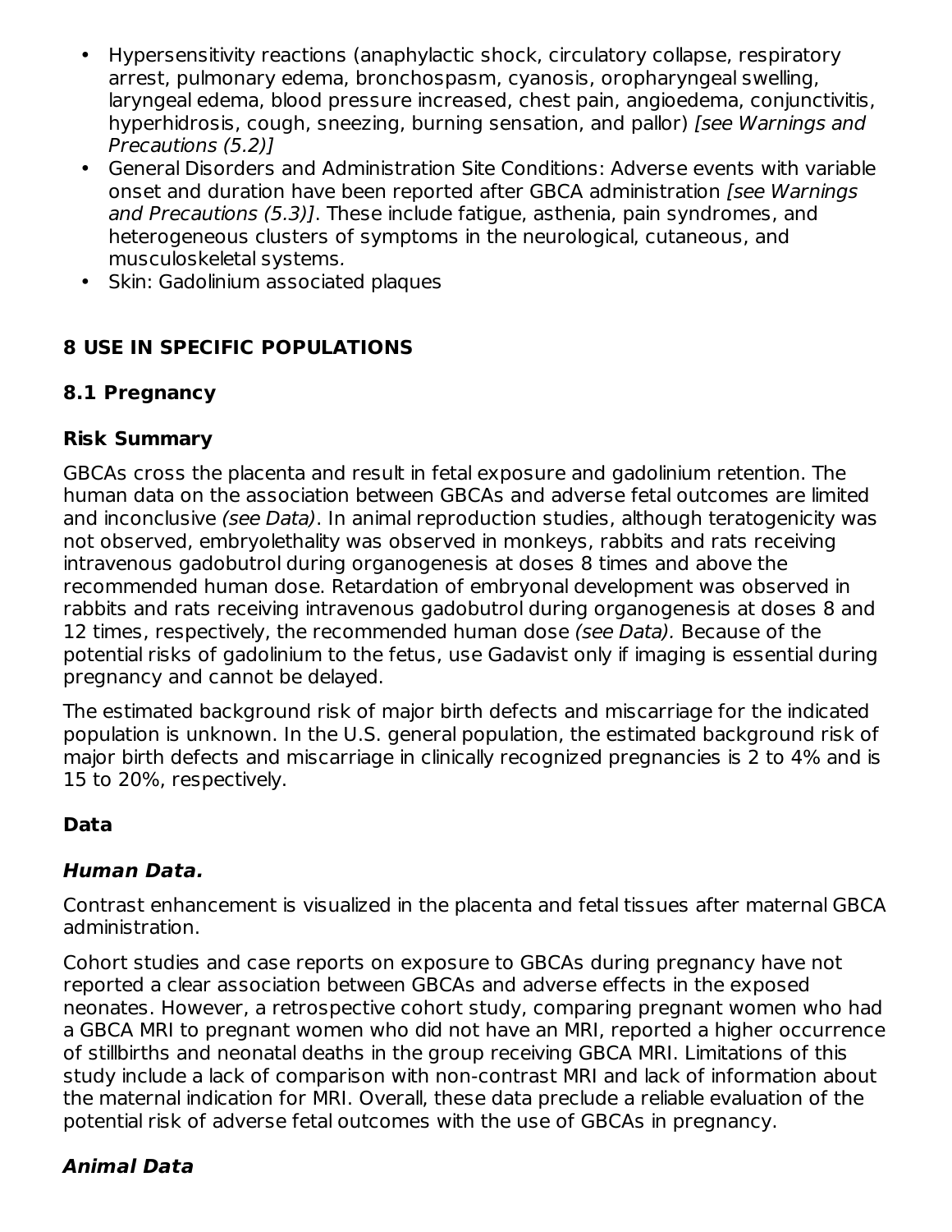- Hypersensitivity reactions (anaphylactic shock, circulatory collapse, respiratory arrest, pulmonary edema, bronchospasm, cyanosis, oropharyngeal swelling, laryngeal edema, blood pressure increased, chest pain, angioedema, conjunctivitis, hyperhidrosis, cough, sneezing, burning sensation, and pallor) *[see Warnings and Precautions (5.2)]*
- General Disorders and Administration Site Conditions: Adverse events with variable onset and duration have been reported after GBCA administration *[see Warnings and Precautions (5.3)]*. These include fatigue, asthenia, pain syndromes, and heterogeneous clusters of symptoms in the neurological, cutaneous, and musculoskeletal systems.
- Skin: Gadolinium associated plaques

## 8 USE IN SPECIFIC POPULATIONS

### 8.1 Pregnancy

#### Risk Summary

GBCAs cross the placenta and result in fetal exposure and gadolinium retention. The human data on the association between GBCAs and adverse fetal outcomes are limited and inconclusive *(see Data)*. In animal reproduction studies, although teratogenicity was not observed, embryolethality was observed in monkeys, rabbits and rats receiving intravenous gadobutrol during organogenesis at doses 8 times and above the recommended human dose. Retardation of embryonal development was observed in rabbits and rats receiving intravenous gadobutrol during organogenesis at doses 8 and 12 times, respectively, the recommended human dose *(see Data).* Because of the potential risks of gadolinium to the fetus, use Gadavist only if imaging is essential during pregnancy and cannot be delayed.

The estimated background risk of major birth defects and miscarriage for the indicated population is unknown. In the U.S. general population, the estimated background risk of major birth defects and miscarriage in clinically recognized pregnancies is 2 to 4% and is 15 to 20%, respectively.

#### Data

***Human Data.***

Contrast enhancement is visualized in the placenta and fetal tissues after maternal GBCA administration.

Cohort studies and case reports on exposure to GBCAs during pregnancy have not reported a clear association between GBCAs and adverse effects in the exposed neonates. However, a retrospective cohort study, comparing pregnant women who had a GBCA MRI to pregnant women who did not have an MRI, reported a higher occurrence of stillbirths and neonatal deaths in the group receiving GBCA MRI. Limitations of this study include a lack of comparison with non-contrast MRI and lack of information about the maternal indication for MRI. Overall, these data preclude a reliable evaluation of the potential risk of adverse fetal outcomes with the use of GBCAs in pregnancy.

***Animal Data***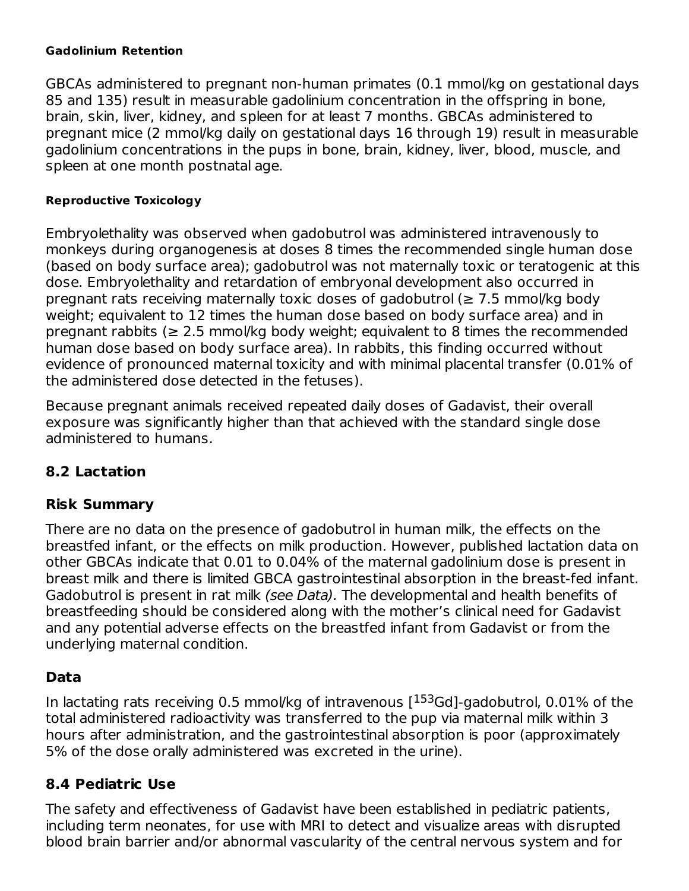#### Gadolinium Retention

GBCAs administered to pregnant non-human primates (0.1 mmol/kg on gestational days 85 and 135) result in measurable gadolinium concentration in the offspring in bone, brain, skin, liver, kidney, and spleen for at least 7 months. GBCAs administered to pregnant mice (2 mmol/kg daily on gestational days 16 through 19) result in measurable gadolinium concentrations in the pups in bone, brain, kidney, liver, blood, muscle, and spleen at one month postnatal age.

#### Reproductive Toxicology

Embryolethality was observed when gadobutrol was administered intravenously to monkeys during organogenesis at doses 8 times the recommended single human dose (based on body surface area); gadobutrol was not maternally toxic or teratogenic at this dose. Embryolethality and retardation of embryonal development also occurred in pregnant rats receiving maternally toxic doses of gadobutrol (≥ 7.5 mmol/kg body weight; equivalent to 12 times the human dose based on body surface area) and in pregnant rabbits (≥ 2.5 mmol/kg body weight; equivalent to 8 times the recommended human dose based on body surface area). In rabbits, this finding occurred without evidence of pronounced maternal toxicity and with minimal placental transfer (0.01% of the administered dose detected in the fetuses).

Because pregnant animals received repeated daily doses of Gadavist, their overall exposure was significantly higher than that achieved with the standard single dose administered to humans.

## 8.2 Lactation

### Risk Summary

There are no data on the presence of gadobutrol in human milk, the effects on the breastfed infant, or the effects on milk production. However, published lactation data on other GBCAs indicate that 0.01 to 0.04% of the maternal gadolinium dose is present in breast milk and there is limited GBCA gastrointestinal absorption in the breast-fed infant. Gadobutrol is present in rat milk *(see Data).* The developmental and health benefits of breastfeeding should be considered along with the mother's clinical need for Gadavist and any potential adverse effects on the breastfed infant from Gadavist or from the underlying maternal condition.

### Data

In lactating rats receiving 0.5 mmol/kg of intravenous [$^{153}$Gd]-gadobutrol, 0.01% of the total administered radioactivity was transferred to the pup via maternal milk within 3 hours after administration, and the gastrointestinal absorption is poor (approximately 5% of the dose orally administered was excreted in the urine).

## 8.4 Pediatric Use

The safety and effectiveness of Gadavist have been established in pediatric patients, including term neonates, for use with MRI to detect and visualize areas with disrupted blood brain barrier and/or abnormal vascularity of the central nervous system and for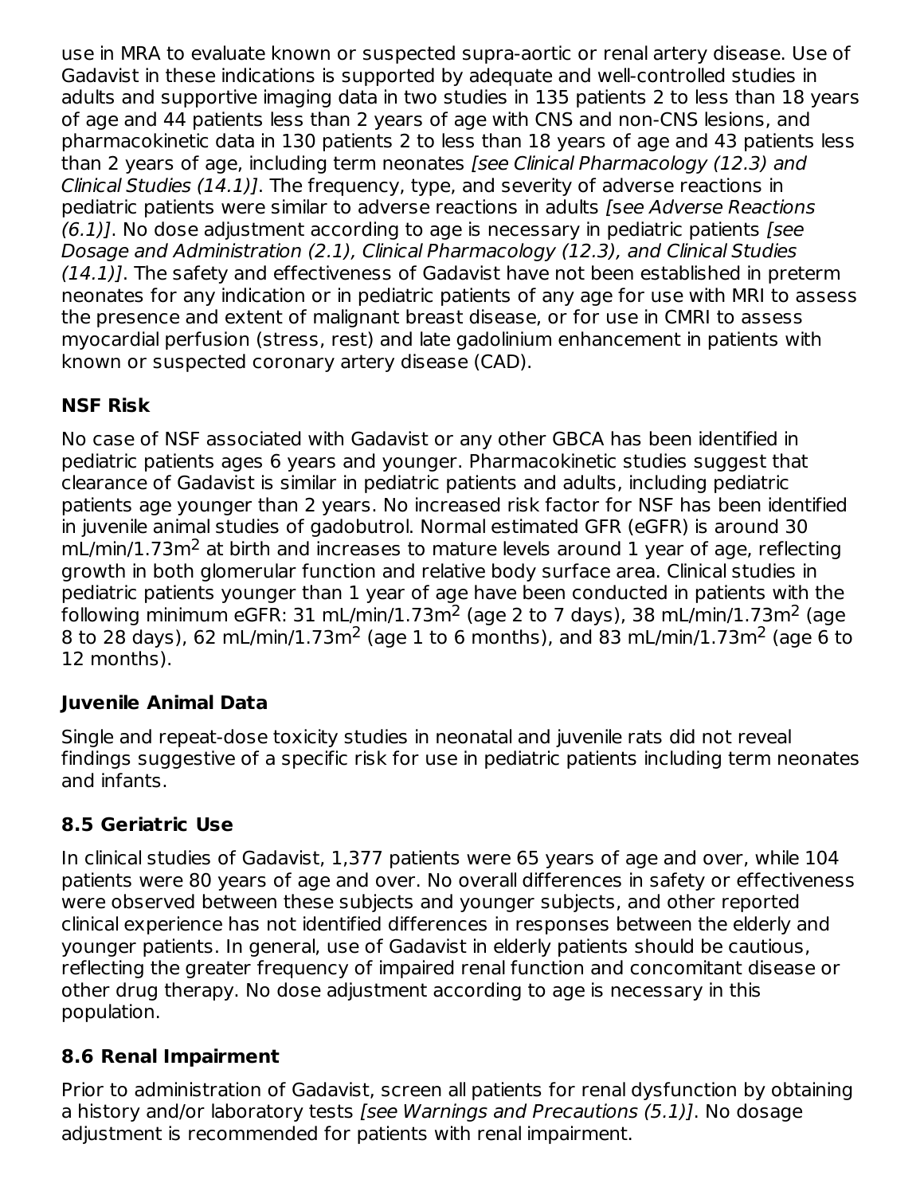use in MRA to evaluate known or suspected supra-aortic or renal artery disease. Use of Gadavist in these indications is supported by adequate and well-controlled studies in adults and supportive imaging data in two studies in 135 patients 2 to less than 18 years of age and 44 patients less than 2 years of age with CNS and non-CNS lesions, and pharmacokinetic data in 130 patients 2 to less than 18 years of age and 43 patients less than 2 years of age, including term neonates *[see Clinical Pharmacology (12.3) and Clinical Studies (14.1)]*. The frequency, type, and severity of adverse reactions in pediatric patients were similar to adverse reactions in adults *[see Adverse Reactions (6.1)]*. No dose adjustment according to age is necessary in pediatric patients *[see Dosage and Administration (2.1), Clinical Pharmacology (12.3), and Clinical Studies (14.1)]*. The safety and effectiveness of Gadavist have not been established in preterm neonates for any indication or in pediatric patients of any age for use with MRI to assess the presence and extent of malignant breast disease, or for use in CMRI to assess myocardial perfusion (stress, rest) and late gadolinium enhancement in patients with known or suspected coronary artery disease (CAD).

**NSF Risk**

No case of NSF associated with Gadavist or any other GBCA has been identified in pediatric patients ages 6 years and younger. Pharmacokinetic studies suggest that clearance of Gadavist is similar in pediatric patients and adults, including pediatric patients age younger than 2 years. No increased risk factor for NSF has been identified in juvenile animal studies of gadobutrol. Normal estimated GFR (eGFR) is around 30 mL/min/1.73m$^2$ at birth and increases to mature levels around 1 year of age, reflecting growth in both glomerular function and relative body surface area. Clinical studies in pediatric patients younger than 1 year of age have been conducted in patients with the following minimum eGFR: 31 mL/min/1.73m$^2$ (age 2 to 7 days), 38 mL/min/1.73m$^2$ (age 8 to 28 days), 62 mL/min/1.73m$^2$ (age 1 to 6 months), and 83 mL/min/1.73m$^2$ (age 6 to 12 months).

**Juvenile Animal Data**

Single and repeat-dose toxicity studies in neonatal and juvenile rats did not reveal findings suggestive of a specific risk for use in pediatric patients including term neonates and infants.

## 8.5 Geriatric Use

In clinical studies of Gadavist, 1,377 patients were 65 years of age and over, while 104 patients were 80 years of age and over. No overall differences in safety or effectiveness were observed between these subjects and younger subjects, and other reported clinical experience has not identified differences in responses between the elderly and younger patients. In general, use of Gadavist in elderly patients should be cautious, reflecting the greater frequency of impaired renal function and concomitant disease or other drug therapy. No dose adjustment according to age is necessary in this population.

## 8.6 Renal Impairment

Prior to administration of Gadavist, screen all patients for renal dysfunction by obtaining a history and/or laboratory tests *[see Warnings and Precautions (5.1)]*. No dosage adjustment is recommended for patients with renal impairment.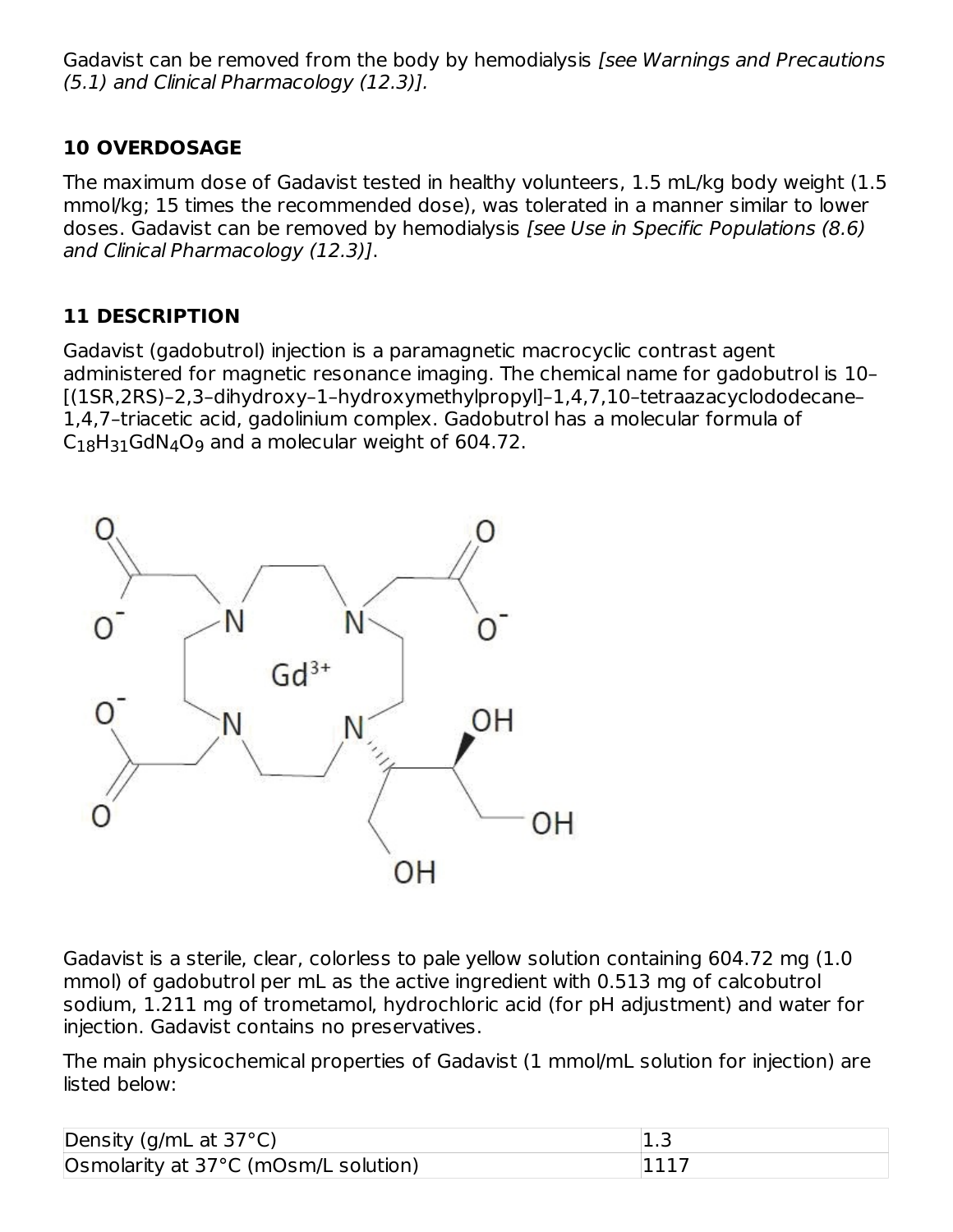Gadavist can be removed from the body by hemodialysis *[see Warnings and Precautions (5.1) and Clinical Pharmacology (12.3)]*.

## 10 OVERDOSAGE

The maximum dose of Gadavist tested in healthy volunteers, 1.5 mL/kg body weight (1.5 mmol/kg; 15 times the recommended dose), was tolerated in a manner similar to lower doses. Gadavist can be removed by hemodialysis *[see Use in Specific Populations (8.6) and Clinical Pharmacology (12.3)]*.

## 11 DESCRIPTION

Gadavist (gadobutrol) injection is a paramagnetic macrocyclic contrast agent administered for magnetic resonance imaging. The chemical name for gadobutrol is 10–[(1SR,2RS)–2,3–dihydroxy–1–hydroxymethylpropyl]–1,4,7,10–tetraazacyclododecane–1,4,7–triacetic acid, gadolinium complex. Gadobutrol has a molecular formula of $C_{18}H_{31}GdN_4O_9$ and a molecular weight of 604.72.

Gadavist is a sterile, clear, colorless to pale yellow solution containing 604.72 mg (1.0 mmol) of gadobutrol per mL as the active ingredient with 0.513 mg of calcobutrol sodium, 1.211 mg of trometamol, hydrochloric acid (for pH adjustment) and water for injection. Gadavist contains no preservatives.

The main physicochemical properties of Gadavist (1 mmol/mL solution for injection) are listed below:

| Property | Value |
| --- | --- |
| Density (g/mL at 37°C) | 1.3 |
| Osmolarity at 37°C (mOsm/L solution) | 1117 |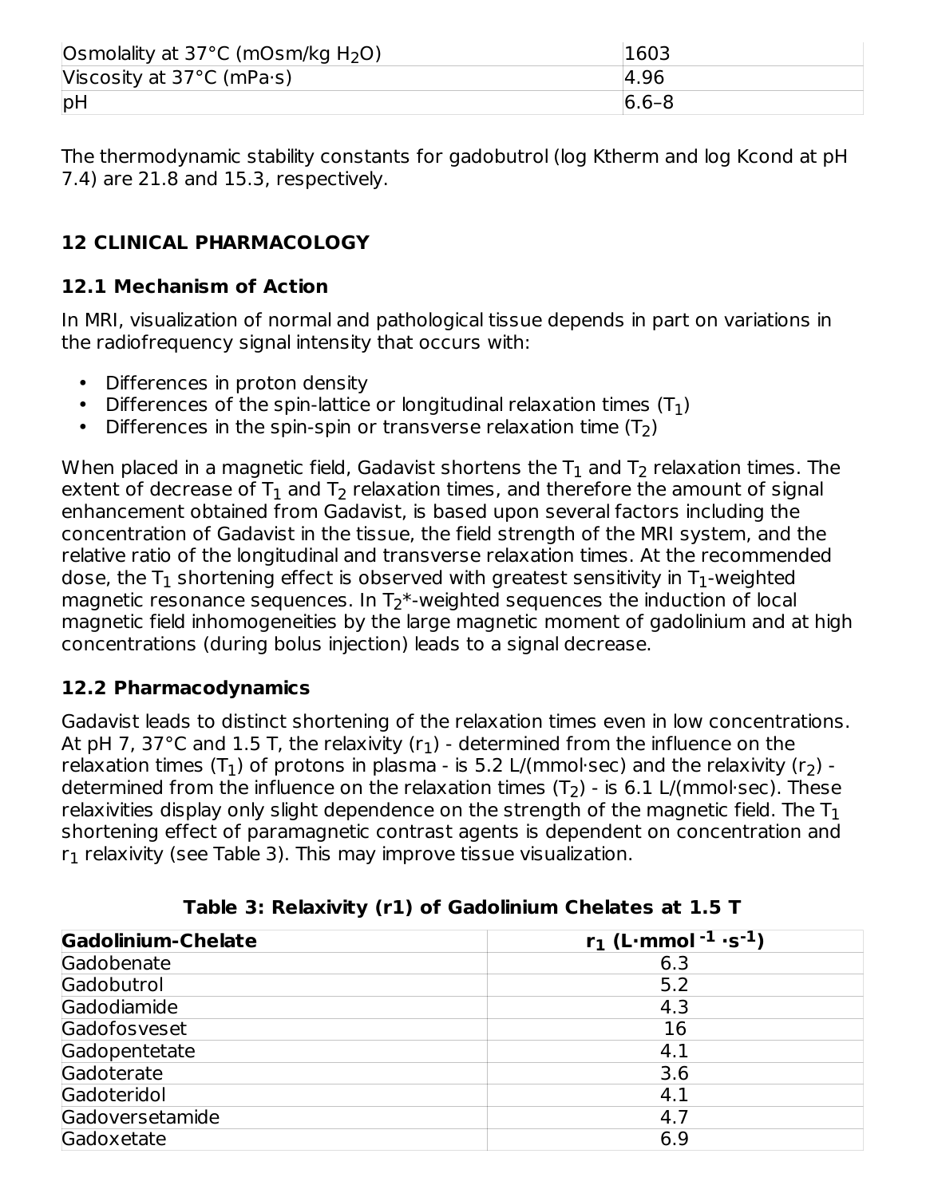| Osmolality at 37°C (mOsm/kg $H_2O$) | 1603 |
| --- | --- |
| Viscosity at 37°C (mPa·s) | 4.96 |
| pH | 6.6–8 |

The thermodynamic stability constants for gadobutrol (log Ktherm and log Kcond at pH 7.4) are 21.8 and 15.3, respectively.

## 12 CLINICAL PHARMACOLOGY

### 12.1 Mechanism of Action

In MRI, visualization of normal and pathological tissue depends in part on variations in the radiofrequency signal intensity that occurs with:

- Differences in proton density
- Differences of the spin-lattice or longitudinal relaxation times ($T_1$)
- Differences in the spin-spin or transverse relaxation time ($T_2$)

When placed in a magnetic field, Gadavist shortens the $T_1$ and $T_2$ relaxation times. The extent of decrease of $T_1$ and $T_2$ relaxation times, and therefore the amount of signal enhancement obtained from Gadavist, is based upon several factors including the concentration of Gadavist in the tissue, the field strength of the MRI system, and the relative ratio of the longitudinal and transverse relaxation times. At the recommended dose, the $T_1$ shortening effect is observed with greatest sensitivity in $T_1$-weighted magnetic resonance sequences. In $T_2$*-weighted sequences the induction of local magnetic field inhomogeneities by the large magnetic moment of gadolinium and at high concentrations (during bolus injection) leads to a signal decrease.

### 12.2 Pharmacodynamics

Gadavist leads to distinct shortening of the relaxation times even in low concentrations. At pH 7, 37°C and 1.5 T, the relaxivity ($r_1$) - determined from the influence on the relaxation times ($T_1$) of protons in plasma - is 5.2 L/(mmol·sec) and the relaxivity ($r_2$) - determined from the influence on the relaxation times ($T_2$) - is 6.1 L/(mmol·sec). These relaxivities display only slight dependence on the strength of the magnetic field. The $T_1$ shortening effect of paramagnetic contrast agents is dependent on concentration and $r_1$ relaxivity (see Table 3). This may improve tissue visualization.

**Table 3: Relaxivity (r1) of Gadolinium Chelates at 1.5 T**

| Gadolinium-Chelate | $r_1$ (L·mmol$^{-1}$·s$^{-1}$) |
| --- | --- |
| Gadobenate | 6.3 |
| Gadobutrol | 5.2 |
| Gadodiamide | 4.3 |
| Gadofosveset | 16 |
| Gadopentetate | 4.1 |
| Gadoterate | 3.6 |
| Gadoteridol | 4.1 |
| Gadoversetamide | 4.7 |
| Gadoxetate | 6.9 |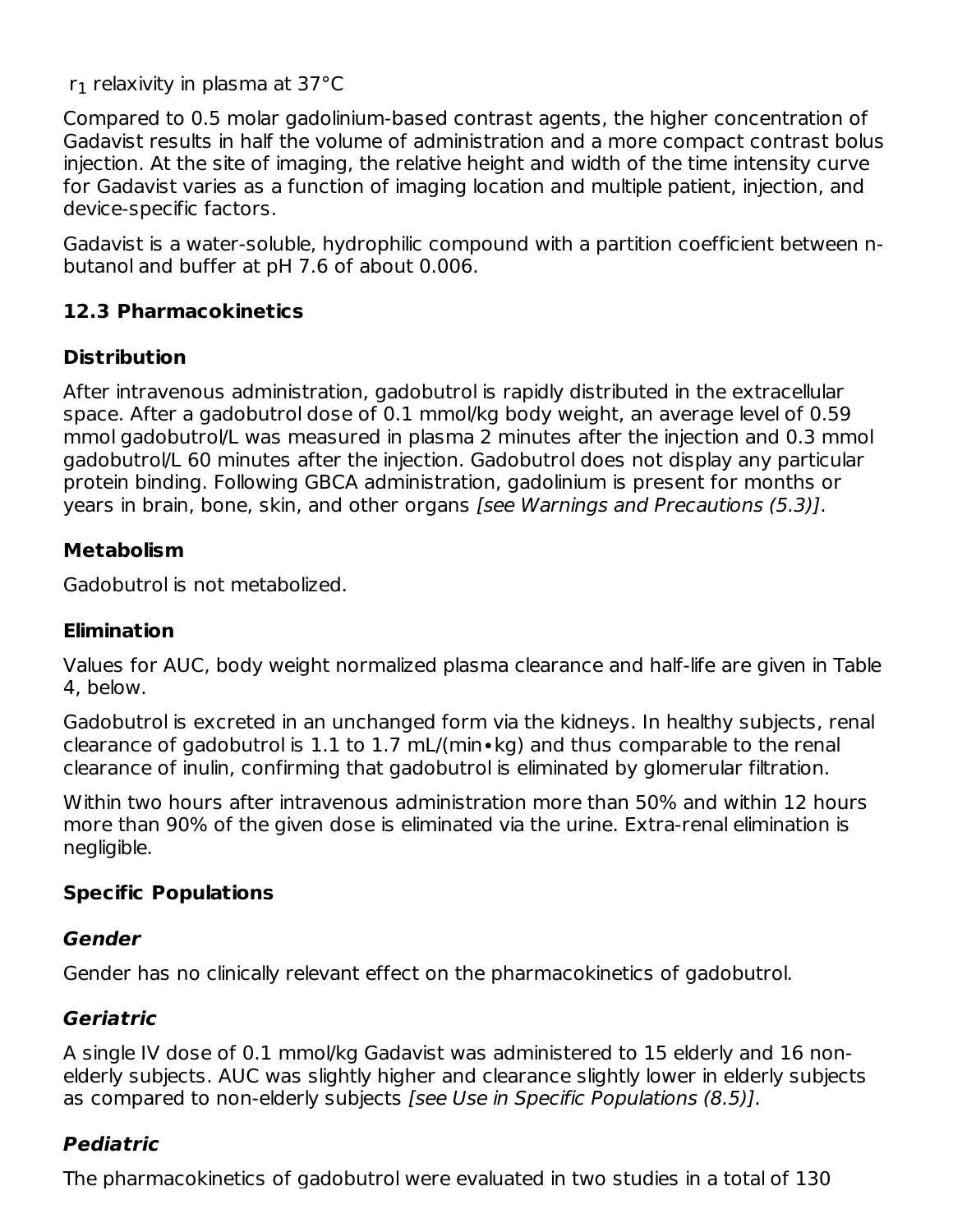$r_1$ relaxivity in plasma at 37°C

Compared to 0.5 molar gadolinium-based contrast agents, the higher concentration of Gadavist results in half the volume of administration and a more compact contrast bolus injection. At the site of imaging, the relative height and width of the time intensity curve for Gadavist varies as a function of imaging location and multiple patient, injection, and device-specific factors.

Gadavist is a water-soluble, hydrophilic compound with a partition coefficient between n-butanol and buffer at pH 7.6 of about 0.006.

## 12.3 Pharmacokinetics

### Distribution

After intravenous administration, gadobutrol is rapidly distributed in the extracellular space. After a gadobutrol dose of 0.1 mmol/kg body weight, an average level of 0.59 mmol gadobutrol/L was measured in plasma 2 minutes after the injection and 0.3 mmol gadobutrol/L 60 minutes after the injection. Gadobutrol does not display any particular protein binding. Following GBCA administration, gadolinium is present for months or years in brain, bone, skin, and other organs *[see Warnings and Precautions (5.3)]*.

### Metabolism

Gadobutrol is not metabolized.

### Elimination

Values for AUC, body weight normalized plasma clearance and half-life are given in Table 4, below.

Gadobutrol is excreted in an unchanged form via the kidneys. In healthy subjects, renal clearance of gadobutrol is 1.1 to 1.7 mL/(min•kg) and thus comparable to the renal clearance of inulin, confirming that gadobutrol is eliminated by glomerular filtration.

Within two hours after intravenous administration more than 50% and within 12 hours more than 90% of the given dose is eliminated via the urine. Extra-renal elimination is negligible.

### Specific Populations

#### *Gender*

Gender has no clinically relevant effect on the pharmacokinetics of gadobutrol.

#### *Geriatric*

A single IV dose of 0.1 mmol/kg Gadavist was administered to 15 elderly and 16 non-elderly subjects. AUC was slightly higher and clearance slightly lower in elderly subjects as compared to non-elderly subjects *[see Use in Specific Populations (8.5)]*.

#### *Pediatric*

The pharmacokinetics of gadobutrol were evaluated in two studies in a total of 130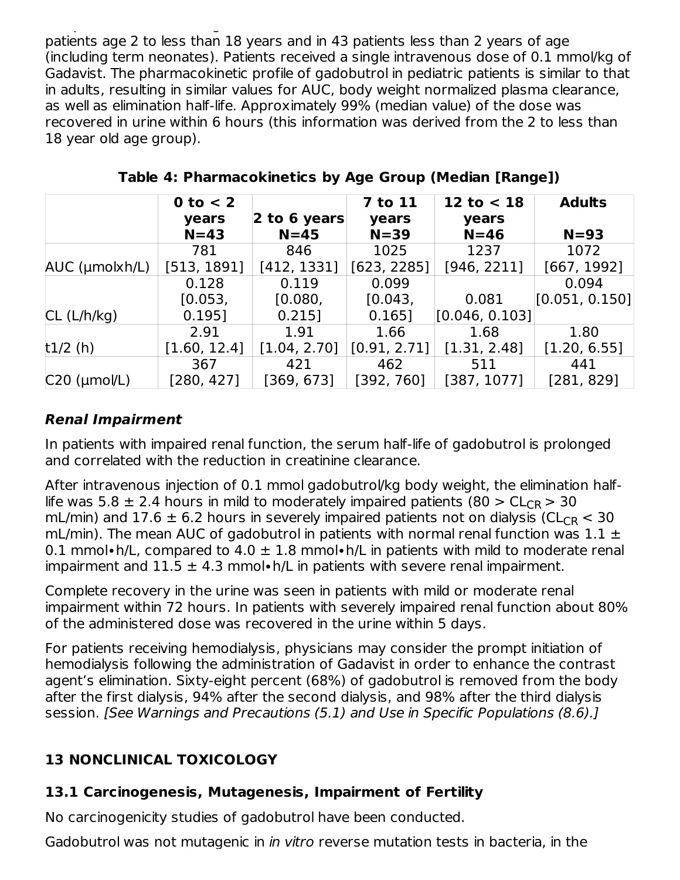patients age 2 to less than 18 years and in 43 patients less than 2 years of age (including term neonates). Patients received a single intravenous dose of 0.1 mmol/kg of Gadavist. The pharmacokinetic profile of gadobutrol in pediatric patients is similar to that in adults, resulting in similar values for AUC, body weight normalized plasma clearance, as well as elimination half-life. Approximately 99% (median value) of the dose was recovered in urine within 6 hours (this information was derived from the 2 to less than 18 year old age group).

**Table 4: Pharmacokinetics by Age Group (Median [Range])**

| | 0 to < 2 years N=43 | 2 to 6 years N=45 | 7 to 11 years N=39 | 12 to < 18 years N=46 | Adults N=93 |
|---|---|---|---|---|---|
| AUC (µmolxh/L) | 781 [513, 1891] | 846 [412, 1331] | 1025 [623, 2285] | 1237 [946, 2211] | 1072 [667, 1992] |
| CL (L/h/kg) | 0.128 [0.053, 0.195] | 0.119 [0.080, 0.215] | 0.099 [0.043, 0.165] | 0.081 [0.046, 0.103] | 0.094 [0.051, 0.150] |
| t1/2 (h) | 2.91 [1.60, 12.4] | 1.91 [1.04, 2.70] | 1.66 [0.91, 2.71] | 1.68 [1.31, 2.48] | 1.80 [1.20, 6.55] |
| C20 (µmol/L) | 367 [280, 427] | 421 [369, 673] | 462 [392, 760] | 511 [387, 1077] | 441 [281, 829] |

***Renal Impairment***

In patients with impaired renal function, the serum half-life of gadobutrol is prolonged and correlated with the reduction in creatinine clearance.

After intravenous injection of 0.1 mmol gadobutrol/kg body weight, the elimination half-life was 5.8 ± 2.4 hours in mild to moderately impaired patients ($80 > CL_{CR} > 30$ mL/min) and 17.6 ± 6.2 hours in severely impaired patients not on dialysis ($CL_{CR} < 30$ mL/min). The mean AUC of gadobutrol in patients with normal renal function was 1.1 ± 0.1 mmol•h/L, compared to 4.0 ± 1.8 mmol•h/L in patients with mild to moderate renal impairment and 11.5 ± 4.3 mmol•h/L in patients with severe renal impairment.

Complete recovery in the urine was seen in patients with mild or moderate renal impairment within 72 hours. In patients with severely impaired renal function about 80% of the administered dose was recovered in the urine within 5 days.

For patients receiving hemodialysis, physicians may consider the prompt initiation of hemodialysis following the administration of Gadavist in order to enhance the contrast agent's elimination. Sixty-eight percent (68%) of gadobutrol is removed from the body after the first dialysis, 94% after the second dialysis, and 98% after the third dialysis session. *[See Warnings and Precautions (5.1) and Use in Specific Populations (8.6).]*

## 13 NONCLINICAL TOXICOLOGY

### 13.1 Carcinogenesis, Mutagenesis, Impairment of Fertility

No carcinogenicity studies of gadobutrol have been conducted.

Gadobutrol was not mutagenic in *in vitro* reverse mutation tests in bacteria, in the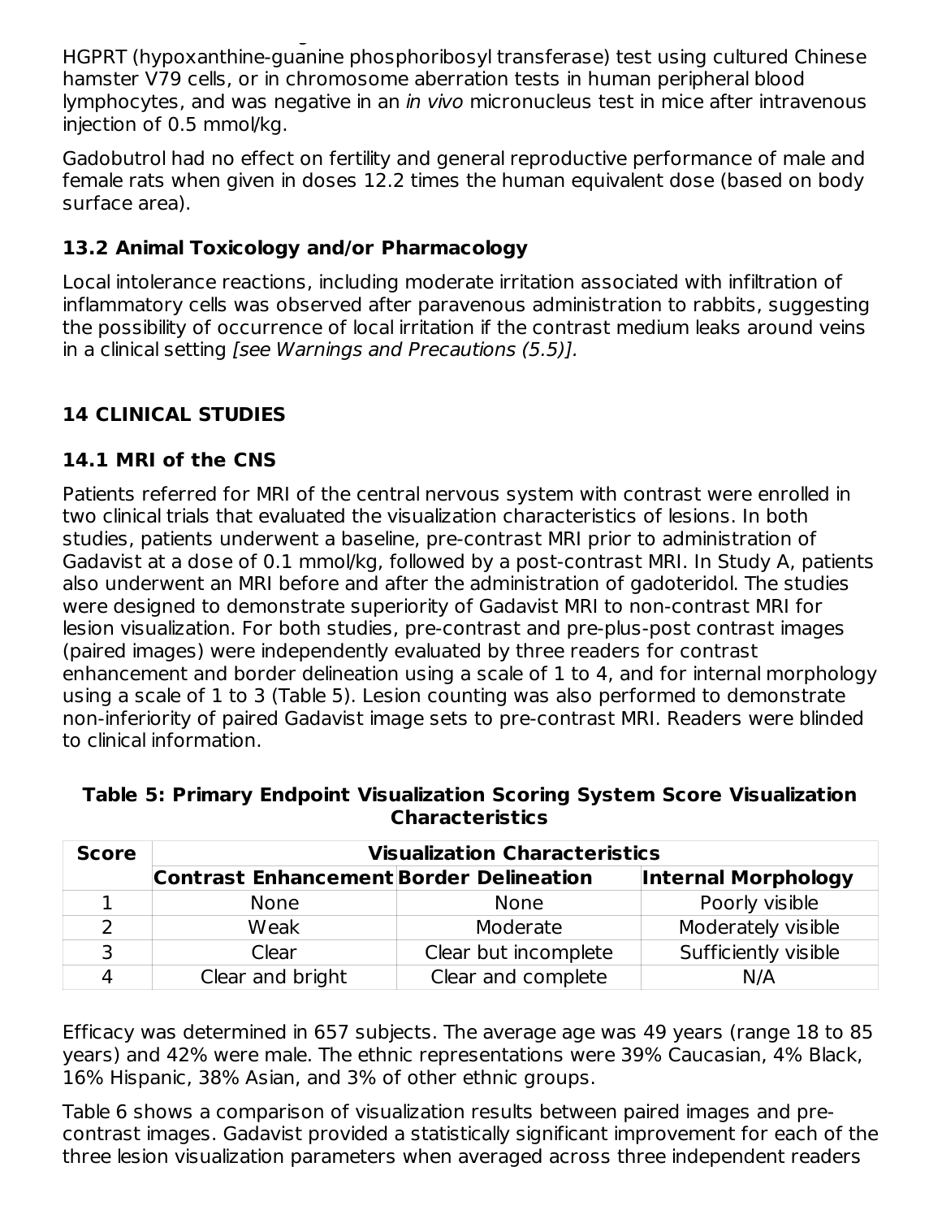HGPRT (hypoxanthine-guanine phosphoribosyl transferase) test using cultured Chinese hamster V79 cells, or in chromosome aberration tests in human peripheral blood lymphocytes, and was negative in an *in vivo* micronucleus test in mice after intravenous injection of 0.5 mmol/kg.

Gadobutrol had no effect on fertility and general reproductive performance of male and female rats when given in doses 12.2 times the human equivalent dose (based on body surface area).

### 13.2 Animal Toxicology and/or Pharmacology

Local intolerance reactions, including moderate irritation associated with infiltration of inflammatory cells was observed after paravenous administration to rabbits, suggesting the possibility of occurrence of local irritation if the contrast medium leaks around veins in a clinical setting *[see Warnings and Precautions (5.5)].*

## 14 CLINICAL STUDIES

### 14.1 MRI of the CNS

Patients referred for MRI of the central nervous system with contrast were enrolled in two clinical trials that evaluated the visualization characteristics of lesions. In both studies, patients underwent a baseline, pre-contrast MRI prior to administration of Gadavist at a dose of 0.1 mmol/kg, followed by a post-contrast MRI. In Study A, patients also underwent an MRI before and after the administration of gadoteridol. The studies were designed to demonstrate superiority of Gadavist MRI to non-contrast MRI for lesion visualization. For both studies, pre-contrast and pre-plus-post contrast images (paired images) were independently evaluated by three readers for contrast enhancement and border delineation using a scale of 1 to 4, and for internal morphology using a scale of 1 to 3 (Table 5). Lesion counting was also performed to demonstrate non-inferiority of paired Gadavist image sets to pre-contrast MRI. Readers were blinded to clinical information.

**Table 5: Primary Endpoint Visualization Scoring System Score Visualization Characteristics**

| Score | Visualization Characteristics | | |
|---|---|---|---|
| | **Contrast Enhancement** | **Border Delineation** | **Internal Morphology** |
| 1 | None | None | Poorly visible |
| 2 | Weak | Moderate | Moderately visible |
| 3 | Clear | Clear but incomplete | Sufficiently visible |
| 4 | Clear and bright | Clear and complete | N/A |

Efficacy was determined in 657 subjects. The average age was 49 years (range 18 to 85 years) and 42% were male. The ethnic representations were 39% Caucasian, 4% Black, 16% Hispanic, 38% Asian, and 3% of other ethnic groups.

Table 6 shows a comparison of visualization results between paired images and pre-contrast images. Gadavist provided a statistically significant improvement for each of the three lesion visualization parameters when averaged across three independent readers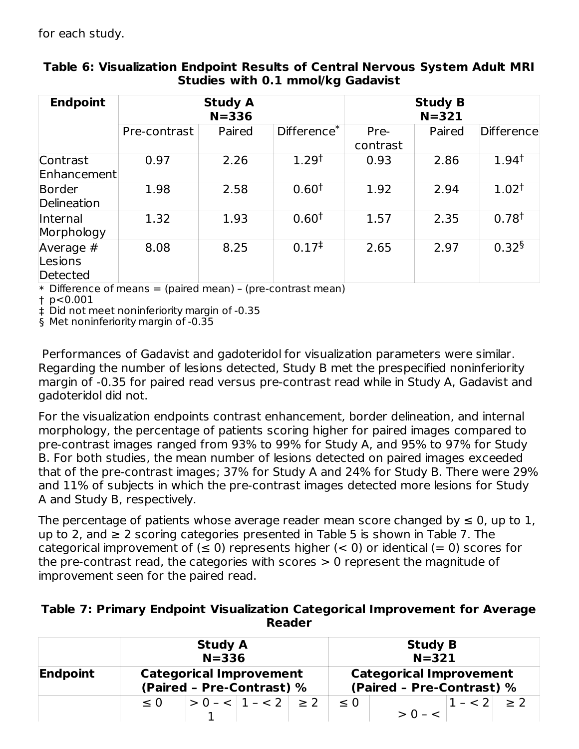for each study.

**Table 6: Visualization Endpoint Results of Central Nervous System Adult MRI Studies with 0.1 mmol/kg Gadavist**

| Endpoint | Study A N=336 | | | Study B N=321 | | |
|---|---|---|---|---|---|---|
| | Pre-contrast | Paired | Difference* | Pre-contrast | Paired | Difference |
| Contrast Enhancement | 0.97 | 2.26 | 1.29† | 0.93 | 2.86 | 1.94† |
| Border Delineation | 1.98 | 2.58 | 0.60† | 1.92 | 2.94 | 1.02† |
| Internal Morphology | 1.32 | 1.93 | 0.60† | 1.57 | 2.35 | 0.78† |
| Average # Lesions Detected | 8.08 | 8.25 | 0.17‡ | 2.65 | 2.97 | 0.32§ |

\* Difference of means = (paired mean) – (pre-contrast mean)
† $p<0.001$
‡ Did not meet noninferiority margin of -0.35
§ Met noninferiority margin of -0.35

Performances of Gadavist and gadoteridol for visualization parameters were similar. Regarding the number of lesions detected, Study B met the prespecified noninferiority margin of -0.35 for paired read versus pre-contrast read while in Study A, Gadavist and gadoteridol did not.

For the visualization endpoints contrast enhancement, border delineation, and internal morphology, the percentage of patients scoring higher for paired images compared to pre-contrast images ranged from 93% to 99% for Study A, and 95% to 97% for Study B. For both studies, the mean number of lesions detected on paired images exceeded that of the pre-contrast images; 37% for Study A and 24% for Study B. There were 29% and 11% of subjects in which the pre-contrast images detected more lesions for Study A and Study B, respectively.

The percentage of patients whose average reader mean score changed by ≤ 0, up to 1, up to 2, and ≥ 2 scoring categories presented in Table 5 is shown in Table 7. The categorical improvement of (≤ 0) represents higher (< 0) or identical (= 0) scores for the pre-contrast read, the categories with scores > 0 represent the magnitude of improvement seen for the paired read.

**Table 7: Primary Endpoint Visualization Categorical Improvement for Average Reader**

| | Study A N=336 | | | | Study B N=321 | | | |
|---|---|---|---|---|---|---|---|---|
| **Endpoint** | **Categorical Improvement (Paired – Pre-Contrast) %** | | | | **Categorical Improvement (Paired – Pre-Contrast) %** | | | |
| | ≤ 0 | > 0 – < 1 | 1 – < 2 | ≥ 2 | ≤ 0 | > 0 – < | 1 – < 2 | ≥ 2 |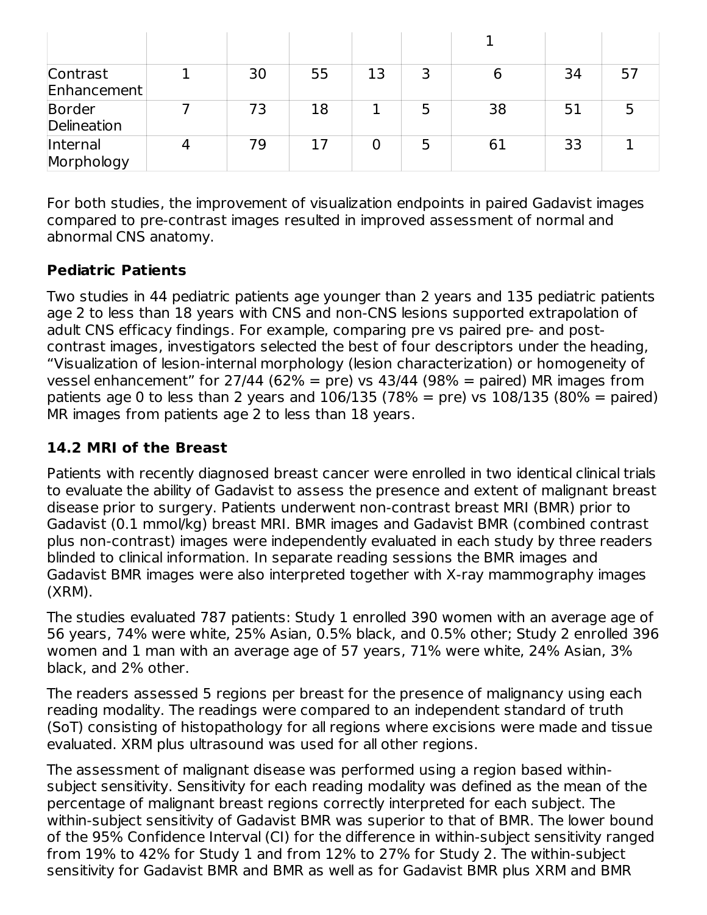| | | | | | | 1 | | |
|---|---|---|---|---|---|---|---|---|
| Contrast Enhancement | 1 | 30 | 55 | 13 | 3 | 6 | 34 | 57 |
| Border Delineation | 7 | 73 | 18 | 1 | 5 | 38 | 51 | 5 |
| Internal Morphology | 4 | 79 | 17 | 0 | 5 | 61 | 33 | 1 |

For both studies, the improvement of visualization endpoints in paired Gadavist images compared to pre-contrast images resulted in improved assessment of normal and abnormal CNS anatomy.

**Pediatric Patients**

Two studies in 44 pediatric patients age younger than 2 years and 135 pediatric patients age 2 to less than 18 years with CNS and non-CNS lesions supported extrapolation of adult CNS efficacy findings. For example, comparing pre vs paired pre- and post-contrast images, investigators selected the best of four descriptors under the heading, "Visualization of lesion-internal morphology (lesion characterization) or homogeneity of vessel enhancement" for 27/44 (62% = pre) vs 43/44 (98% = paired) MR images from patients age 0 to less than 2 years and 106/135 (78% = pre) vs 108/135 (80% = paired) MR images from patients age 2 to less than 18 years.

### 14.2 MRI of the Breast

Patients with recently diagnosed breast cancer were enrolled in two identical clinical trials to evaluate the ability of Gadavist to assess the presence and extent of malignant breast disease prior to surgery. Patients underwent non-contrast breast MRI (BMR) prior to Gadavist (0.1 mmol/kg) breast MRI. BMR images and Gadavist BMR (combined contrast plus non-contrast) images were independently evaluated in each study by three readers blinded to clinical information. In separate reading sessions the BMR images and Gadavist BMR images were also interpreted together with X-ray mammography images (XRM).

The studies evaluated 787 patients: Study 1 enrolled 390 women with an average age of 56 years, 74% were white, 25% Asian, 0.5% black, and 0.5% other; Study 2 enrolled 396 women and 1 man with an average age of 57 years, 71% were white, 24% Asian, 3% black, and 2% other.

The readers assessed 5 regions per breast for the presence of malignancy using each reading modality. The readings were compared to an independent standard of truth (SoT) consisting of histopathology for all regions where excisions were made and tissue evaluated. XRM plus ultrasound was used for all other regions.

The assessment of malignant disease was performed using a region based within-subject sensitivity. Sensitivity for each reading modality was defined as the mean of the percentage of malignant breast regions correctly interpreted for each subject. The within-subject sensitivity of Gadavist BMR was superior to that of BMR. The lower bound of the 95% Confidence Interval (CI) for the difference in within-subject sensitivity ranged from 19% to 42% for Study 1 and from 12% to 27% for Study 2. The within-subject sensitivity for Gadavist BMR and BMR as well as for Gadavist BMR plus XRM and BMR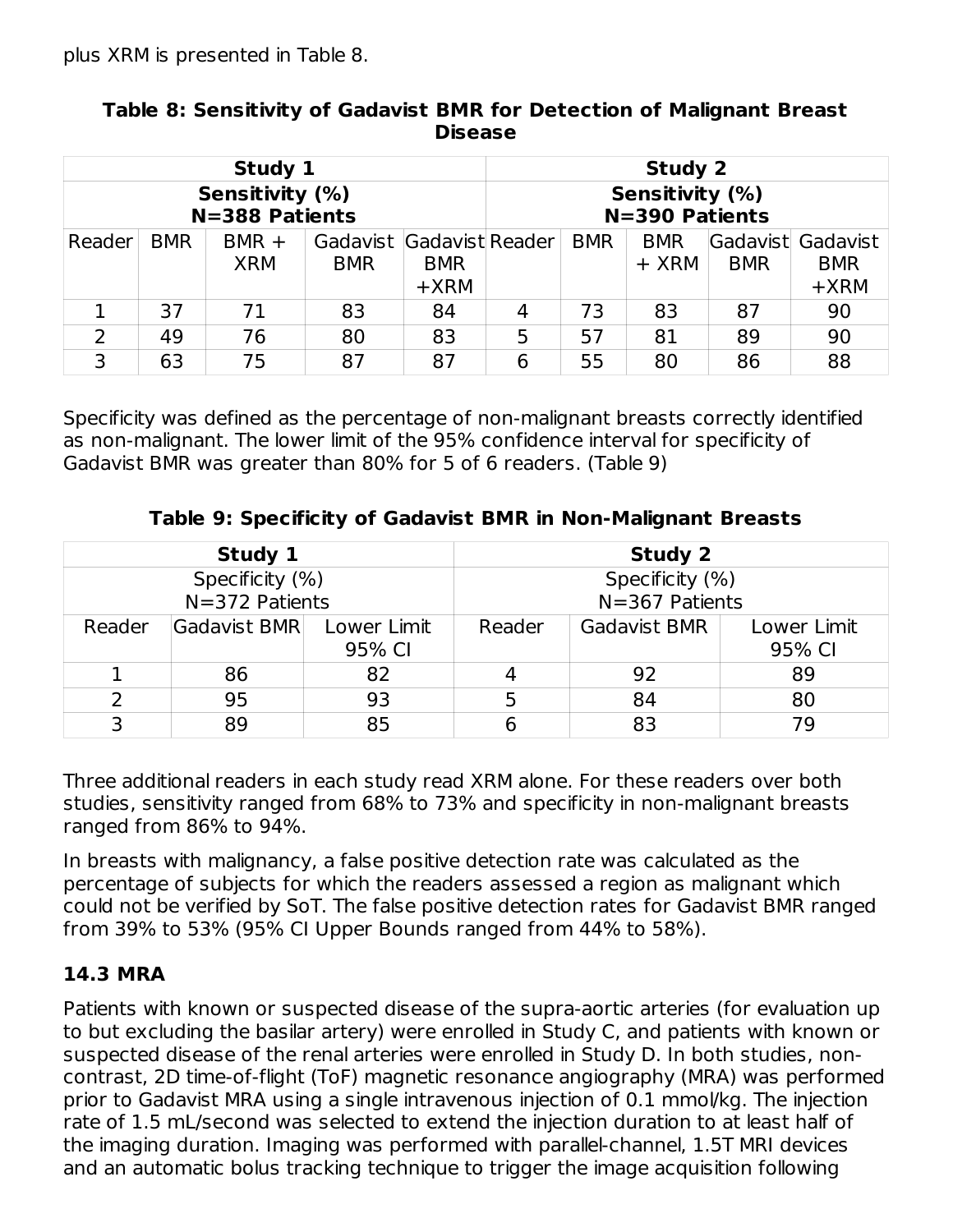plus XRM is presented in Table 8.

**Table 8: Sensitivity of Gadavist BMR for Detection of Malignant Breast Disease**

| Study 1 | | | | | Study 2 | | | | |
|---|---|---|---|---|---|---|---|---|---|
| Sensitivity (%) N=388 Patients | | | | | Sensitivity (%) N=390 Patients | | | | |
| Reader | BMR | BMR + XRM | Gadavist BMR | Gadavist BMR +XRM | Reader | BMR | BMR + XRM | Gadavist BMR | Gadavist BMR +XRM |
| 1 | 37 | 71 | 83 | 84 | 4 | 73 | 83 | 87 | 90 |
| 2 | 49 | 76 | 80 | 83 | 5 | 57 | 81 | 89 | 90 |
| 3 | 63 | 75 | 87 | 87 | 6 | 55 | 80 | 86 | 88 |

Specificity was defined as the percentage of non-malignant breasts correctly identified as non-malignant. The lower limit of the 95% confidence interval for specificity of Gadavist BMR was greater than 80% for 5 of 6 readers. (Table 9)

**Table 9: Specificity of Gadavist BMR in Non-Malignant Breasts**

| Study 1 | | | Study 2 | | |
|---|---|---|---|---|---|
| Specificity (%) N=372 Patients | | | Specificity (%) N=367 Patients | | |
| Reader | Gadavist BMR | Lower Limit 95% CI | Reader | Gadavist BMR | Lower Limit 95% CI |
| 1 | 86 | 82 | 4 | 92 | 89 |
| 2 | 95 | 93 | 5 | 84 | 80 |
| 3 | 89 | 85 | 6 | 83 | 79 |

Three additional readers in each study read XRM alone. For these readers over both studies, sensitivity ranged from 68% to 73% and specificity in non-malignant breasts ranged from 86% to 94%.

In breasts with malignancy, a false positive detection rate was calculated as the percentage of subjects for which the readers assessed a region as malignant which could not be verified by SoT. The false positive detection rates for Gadavist BMR ranged from 39% to 53% (95% CI Upper Bounds ranged from 44% to 58%).

### 14.3 MRA

Patients with known or suspected disease of the supra-aortic arteries (for evaluation up to but excluding the basilar artery) were enrolled in Study C, and patients with known or suspected disease of the renal arteries were enrolled in Study D. In both studies, non-contrast, 2D time-of-flight (ToF) magnetic resonance angiography (MRA) was performed prior to Gadavist MRA using a single intravenous injection of 0.1 mmol/kg. The injection rate of 1.5 mL/second was selected to extend the injection duration to at least half of the imaging duration. Imaging was performed with parallel-channel, 1.5T MRI devices and an automatic bolus tracking technique to trigger the image acquisition following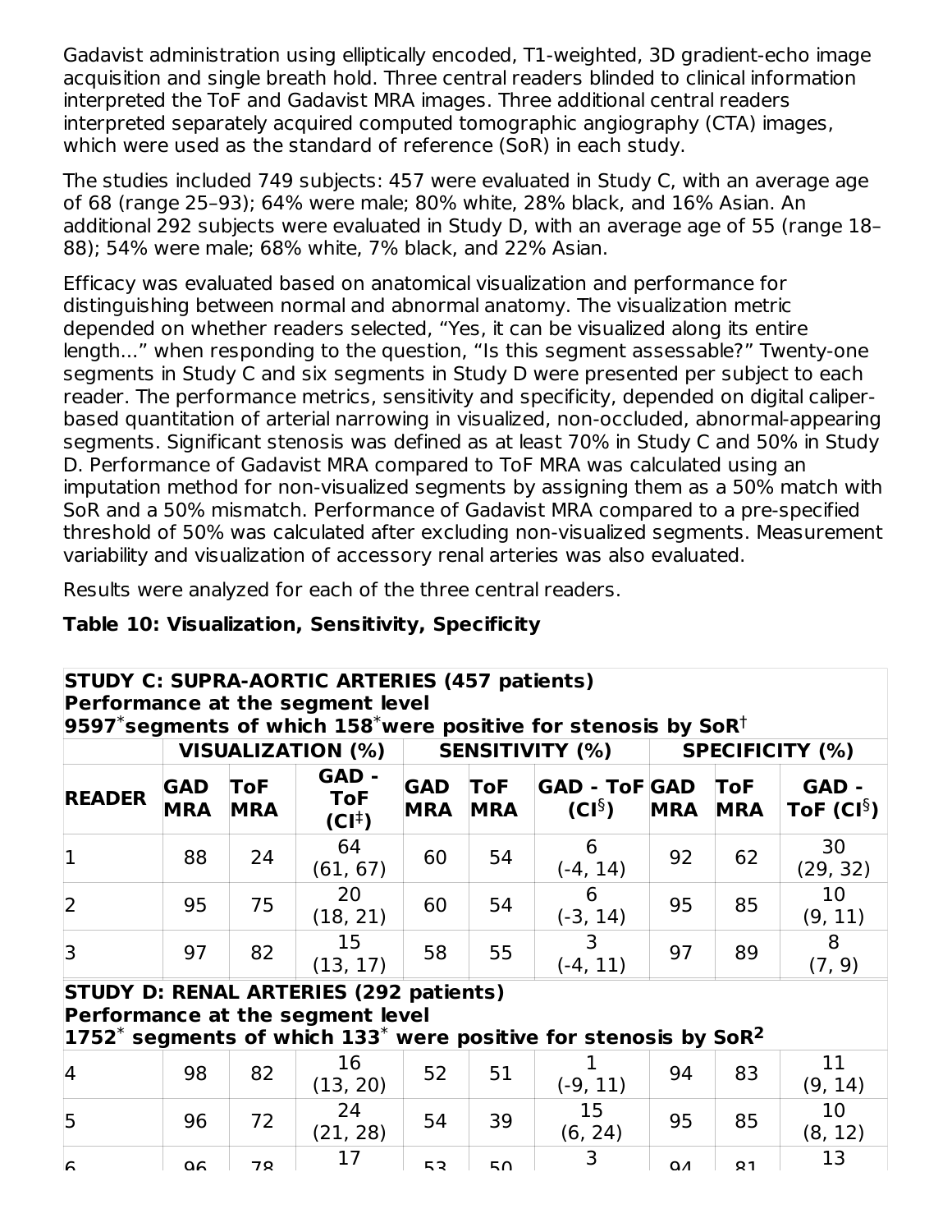Gadavist administration using elliptically encoded, T1-weighted, 3D gradient-echo image acquisition and single breath hold. Three central readers blinded to clinical information interpreted the ToF and Gadavist MRA images. Three additional central readers interpreted separately acquired computed tomographic angiography (CTA) images, which were used as the standard of reference (SoR) in each study.

The studies included 749 subjects: 457 were evaluated in Study C, with an average age of 68 (range 25–93); 64% were male; 80% white, 28% black, and 16% Asian. An additional 292 subjects were evaluated in Study D, with an average age of 55 (range 18–88); 54% were male; 68% white, 7% black, and 22% Asian.

Efficacy was evaluated based on anatomical visualization and performance for distinguishing between normal and abnormal anatomy. The visualization metric depended on whether readers selected, "Yes, it can be visualized along its entire length..." when responding to the question, "Is this segment assessable?" Twenty-one segments in Study C and six segments in Study D were presented per subject to each reader. The performance metrics, sensitivity and specificity, depended on digital caliper-based quantitation of arterial narrowing in visualized, non-occluded, abnormal-appearing segments. Significant stenosis was defined as at least 70% in Study C and 50% in Study D. Performance of Gadavist MRA compared to ToF MRA was calculated using an imputation method for non-visualized segments by assigning them as a 50% match with SoR and a 50% mismatch. Performance of Gadavist MRA compared to a pre-specified threshold of 50% was calculated after excluding non-visualized segments. Measurement variability and visualization of accessory renal arteries was also evaluated.

Results were analyzed for each of the three central readers.

**Table 10: Visualization, Sensitivity, Specificity**

| **STUDY C: SUPRA-AORTIC ARTERIES (457 patients)<br>Performance at the segment level<br>9597\* segments of which 158\* were positive for stenosis by SoR†** | | | | | | | | | |
|---|---|---|---|---|---|---|---|---|---|
| | **VISUALIZATION (%)** | | | **SENSITIVITY (%)** | | | **SPECIFICITY (%)** | | |
| **READER** | **GAD MRA** | **ToF MRA** | **GAD - ToF (CI‡)** | **GAD MRA** | **ToF MRA** | **GAD - ToF (CI§)** | **GAD MRA** | **ToF MRA** | **GAD - ToF (CI§)** |
| 1 | 88 | 24 | 64 (61, 67) | 60 | 54 | 6 (-4, 14) | 92 | 62 | 30 (29, 32) |
| 2 | 95 | 75 | 20 (18, 21) | 60 | 54 | 6 (-3, 14) | 95 | 85 | 10 (9, 11) |
| 3 | 97 | 82 | 15 (13, 17) | 58 | 55 | 3 (-4, 11) | 97 | 89 | 8 (7, 9) |
| **STUDY D: RENAL ARTERIES (292 patients)<br>Performance at the segment level<br>1752\* segments of which 133\* were positive for stenosis by SoR²** | | | | | | | | | |
| 4 | 98 | 82 | 16 (13, 20) | 52 | 51 | 1 (-9, 11) | 94 | 83 | 11 (9, 14) |
| 5 | 96 | 72 | 24 (21, 28) | 54 | 39 | 15 (6, 24) | 95 | 85 | 10 (8, 12) |
| 6 | 96 | 78 | 17 | 53 | 50 | 3 | 94 | 81 | 13 |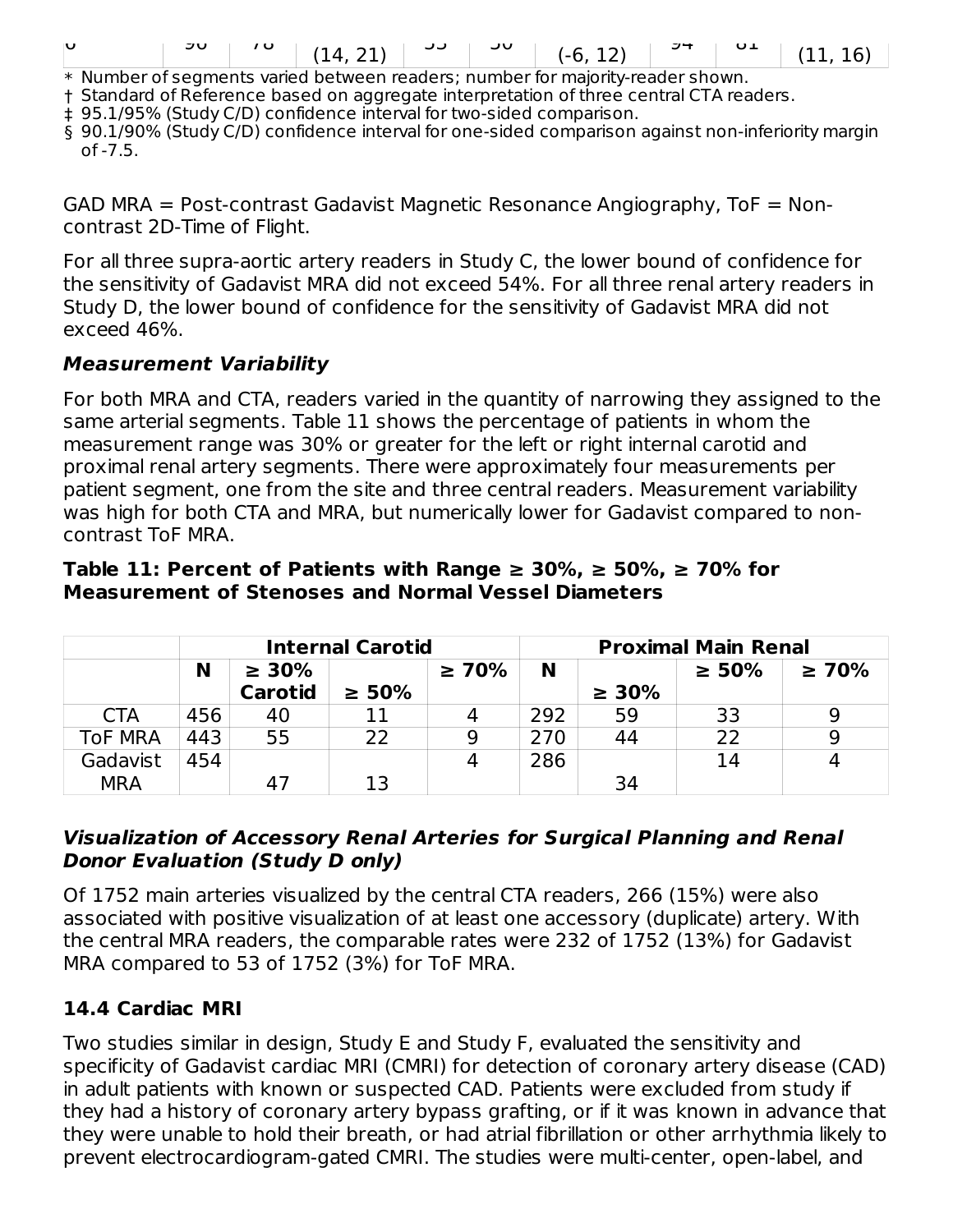| 6 | 96 | 78 | (14, 21) | 55 | 56 | (-6, 12) | 94 | 81 | (11, 16) |
|---|---|---|---|---|---|---|---|---|---|

\* Number of segments varied between readers; number for majority-reader shown.
† Standard of Reference based on aggregate interpretation of three central CTA readers.
‡ 95.1/95% (Study C/D) confidence interval for two-sided comparison.
§ 90.1/90% (Study C/D) confidence interval for one-sided comparison against non-inferiority margin of -7.5.

GAD MRA = Post-contrast Gadavist Magnetic Resonance Angiography, ToF = Non-contrast 2D-Time of Flight.

For all three supra-aortic artery readers in Study C, the lower bound of confidence for the sensitivity of Gadavist MRA did not exceed 54%. For all three renal artery readers in Study D, the lower bound of confidence for the sensitivity of Gadavist MRA did not exceed 46%.

### *Measurement Variability*

For both MRA and CTA, readers varied in the quantity of narrowing they assigned to the same arterial segments. Table 11 shows the percentage of patients in whom the measurement range was 30% or greater for the left or right internal carotid and proximal renal artery segments. There were approximately four measurements per patient segment, one from the site and three central readers. Measurement variability was high for both CTA and MRA, but numerically lower for Gadavist compared to non-contrast ToF MRA.

**Table 11: Percent of Patients with Range ≥ 30%, ≥ 50%, ≥ 70% for Measurement of Stenoses and Normal Vessel Diameters**

| | Internal Carotid | | | | Proximal Main Renal | | | |
|---|---|---|---|---|---|---|---|---|
| | N | ≥ 30% Carotid | ≥ 50% | ≥ 70% | N | ≥ 30% | ≥ 50% | ≥ 70% |
| CTA | 456 | 40 | 11 | 4 | 292 | 59 | 33 | 9 |
| ToF MRA | 443 | 55 | 22 | 9 | 270 | 44 | 22 | 9 |
| Gadavist MRA | 454 | 47 | 13 | 4 | 286 | 34 | 14 | 4 |

### *Visualization of Accessory Renal Arteries for Surgical Planning and Renal Donor Evaluation (Study D only)*

Of 1752 main arteries visualized by the central CTA readers, 266 (15%) were also associated with positive visualization of at least one accessory (duplicate) artery. With the central MRA readers, the comparable rates were 232 of 1752 (13%) for Gadavist MRA compared to 53 of 1752 (3%) for ToF MRA.

## 14.4 Cardiac MRI

Two studies similar in design, Study E and Study F, evaluated the sensitivity and specificity of Gadavist cardiac MRI (CMRI) for detection of coronary artery disease (CAD) in adult patients with known or suspected CAD. Patients were excluded from study if they had a history of coronary artery bypass grafting, or if it was known in advance that they were unable to hold their breath, or had atrial fibrillation or other arrhythmia likely to prevent electrocardiogram-gated CMRI. The studies were multi-center, open-label, and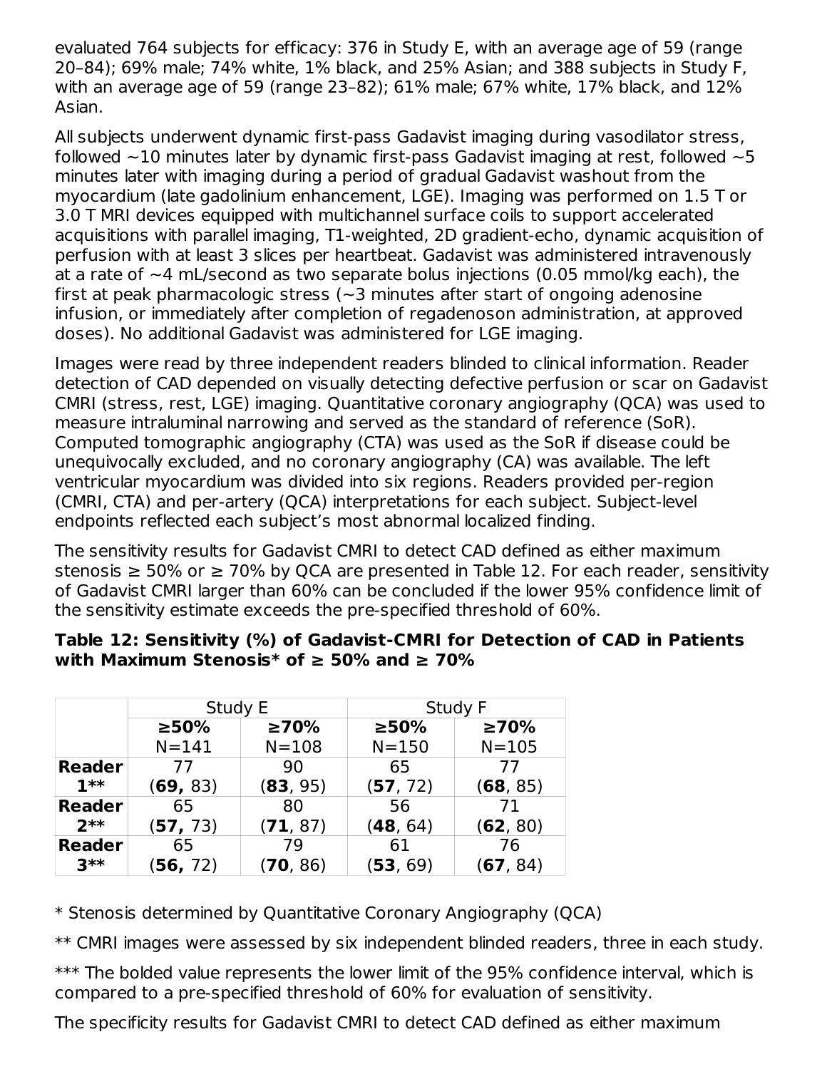evaluated 764 subjects for efficacy: 376 in Study E, with an average age of 59 (range 20–84); 69% male; 74% white, 1% black, and 25% Asian; and 388 subjects in Study F, with an average age of 59 (range 23–82); 61% male; 67% white, 17% black, and 12% Asian.

All subjects underwent dynamic first-pass Gadavist imaging during vasodilator stress, followed ~10 minutes later by dynamic first-pass Gadavist imaging at rest, followed ~5 minutes later with imaging during a period of gradual Gadavist washout from the myocardium (late gadolinium enhancement, LGE). Imaging was performed on 1.5 T or 3.0 T MRI devices equipped with multichannel surface coils to support accelerated acquisitions with parallel imaging, T1-weighted, 2D gradient-echo, dynamic acquisition of perfusion with at least 3 slices per heartbeat. Gadavist was administered intravenously at a rate of ~4 mL/second as two separate bolus injections (0.05 mmol/kg each), the first at peak pharmacologic stress (~3 minutes after start of ongoing adenosine infusion, or immediately after completion of regadenoson administration, at approved doses). No additional Gadavist was administered for LGE imaging.

Images were read by three independent readers blinded to clinical information. Reader detection of CAD depended on visually detecting defective perfusion or scar on Gadavist CMRI (stress, rest, LGE) imaging. Quantitative coronary angiography (QCA) was used to measure intraluminal narrowing and served as the standard of reference (SoR). Computed tomographic angiography (CTA) was used as the SoR if disease could be unequivocally excluded, and no coronary angiography (CA) was available. The left ventricular myocardium was divided into six regions. Readers provided per-region (CMRI, CTA) and per-artery (QCA) interpretations for each subject. Subject-level endpoints reflected each subject's most abnormal localized finding.

The sensitivity results for Gadavist CMRI to detect CAD defined as either maximum stenosis ≥ 50% or ≥ 70% by QCA are presented in Table 12. For each reader, sensitivity of Gadavist CMRI larger than 60% can be concluded if the lower 95% confidence limit of the sensitivity estimate exceeds the pre-specified threshold of 60%.

**Table 12: Sensitivity (%) of Gadavist-CMRI for Detection of CAD in Patients with Maximum Stenosis* of ≥ 50% and ≥ 70%**

| | Study E | | Study F | |
|---|---|---|---|---|
| | **≥50%** N=141 | **≥70%** N=108 | **≥50%** N=150 | **≥70%** N=105 |
| **Reader 1**** | 77 (**69,** 83) | 90 (**83**, 95) | 65 (**57**, 72) | 77 (**68**, 85) |
| **Reader 2**** | 65 (**57,** 73) | 80 (**71**, 87) | 56 (**48**, 64) | 71 (**62**, 80) |
| **Reader 3**** | 65 (**56,** 72) | 79 (**70**, 86) | 61 (**53**, 69) | 76 (**67**, 84) |

* Stenosis determined by Quantitative Coronary Angiography (QCA)

** CMRI images were assessed by six independent blinded readers, three in each study.

*** The bolded value represents the lower limit of the 95% confidence interval, which is compared to a pre-specified threshold of 60% for evaluation of sensitivity.

The specificity results for Gadavist CMRI to detect CAD defined as either maximum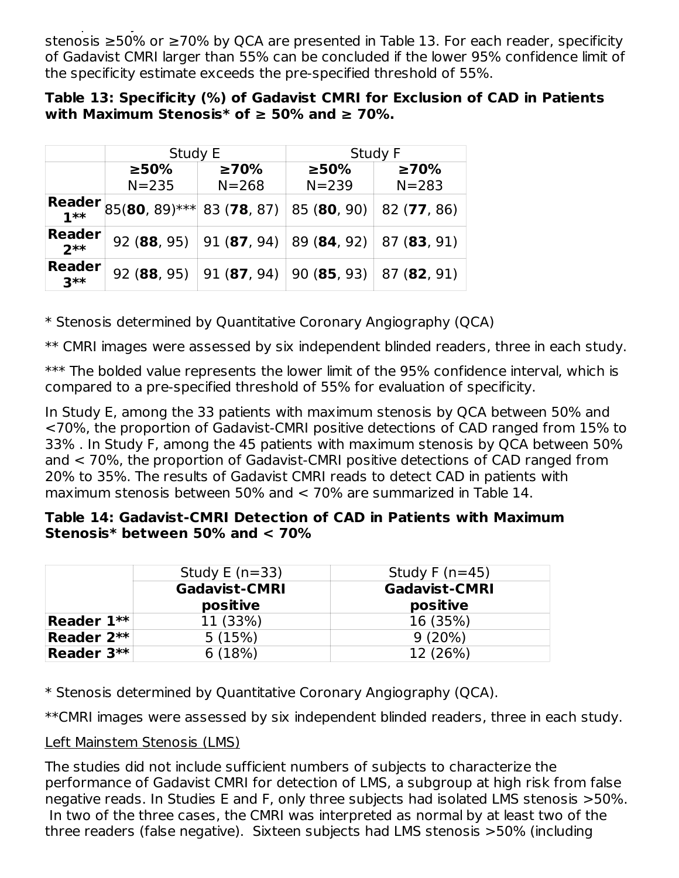stenosis ≥50% or ≥70% by QCA are presented in Table 13. For each reader, specificity of Gadavist CMRI larger than 55% can be concluded if the lower 95% confidence limit of the specificity estimate exceeds the pre-specified threshold of 55%.

**Table 13: Specificity (%) of Gadavist CMRI for Exclusion of CAD in Patients with Maximum Stenosis* of ≥ 50% and ≥ 70%.**

| | Study E | | Study F | |
|---|---|---|---|---|
| | **≥50%** N=235 | **≥70%** N=268 | **≥50%** N=239 | **≥70%** N=283 |
| **Reader 1**** | 85(**80**, 89)*** | 83 (**78**, 87) | 85 (**80**, 90) | 82 (**77**, 86) |
| **Reader 2**** | 92 (**88**, 95) | 91 (**87**, 94) | 89 (**84**, 92) | 87 (**83**, 91) |
| **Reader 3**** | 92 (**88**, 95) | 91 (**87**, 94) | 90 (**85**, 93) | 87 (**82**, 91) |

* Stenosis determined by Quantitative Coronary Angiography (QCA)

** CMRI images were assessed by six independent blinded readers, three in each study.

*** The bolded value represents the lower limit of the 95% confidence interval, which is compared to a pre-specified threshold of 55% for evaluation of specificity.

In Study E, among the 33 patients with maximum stenosis by QCA between 50% and <70%, the proportion of Gadavist-CMRI positive detections of CAD ranged from 15% to 33% . In Study F, among the 45 patients with maximum stenosis by QCA between 50% and < 70%, the proportion of Gadavist-CMRI positive detections of CAD ranged from 20% to 35%. The results of Gadavist CMRI reads to detect CAD in patients with maximum stenosis between 50% and < 70% are summarized in Table 14.

**Table 14: Gadavist-CMRI Detection of CAD in Patients with Maximum Stenosis* between 50% and < 70%**

| | Study E (n=33) | Study F (n=45) |
|---|---|---|
| | **Gadavist-CMRI positive** | **Gadavist-CMRI positive** |
| **Reader 1**** | 11 (33%) | 16 (35%) |
| **Reader 2**** | 5 (15%) | 9 (20%) |
| **Reader 3**** | 6 (18%) | 12 (26%) |

* Stenosis determined by Quantitative Coronary Angiography (QCA).

**CMRI images were assessed by six independent blinded readers, three in each study.

Left Mainstem Stenosis (LMS)

The studies did not include sufficient numbers of subjects to characterize the performance of Gadavist CMRI for detection of LMS, a subgroup at high risk from false negative reads. In Studies E and F, only three subjects had isolated LMS stenosis >50%. In two of the three cases, the CMRI was interpreted as normal by at least two of the three readers (false negative). Sixteen subjects had LMS stenosis >50% (including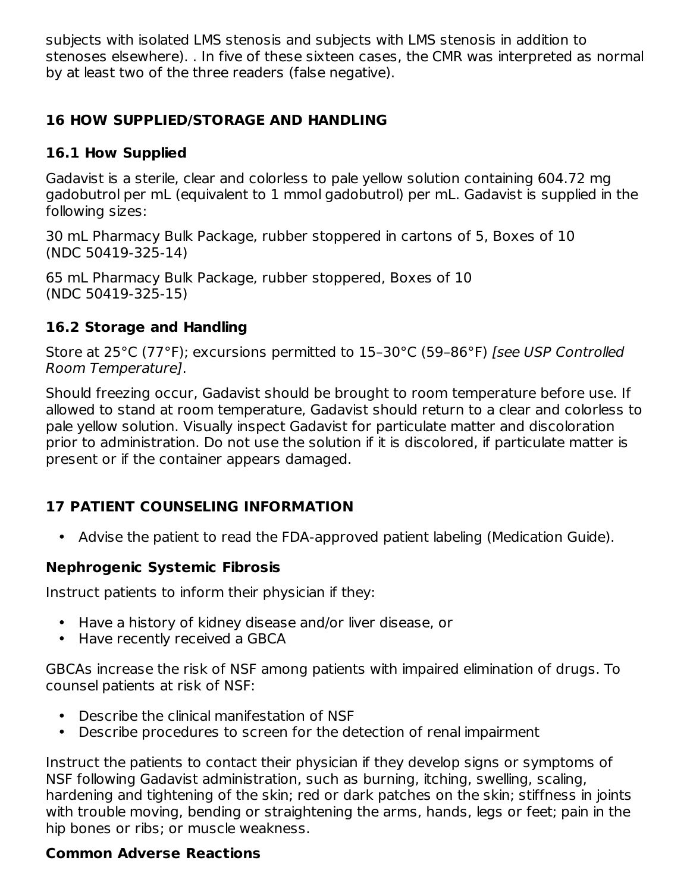subjects with isolated LMS stenosis and subjects with LMS stenosis in addition to stenoses elsewhere). . In five of these sixteen cases, the CMR was interpreted as normal by at least two of the three readers (false negative).

## 16 HOW SUPPLIED/STORAGE AND HANDLING

### 16.1 How Supplied

Gadavist is a sterile, clear and colorless to pale yellow solution containing 604.72 mg gadobutrol per mL (equivalent to 1 mmol gadobutrol) per mL. Gadavist is supplied in the following sizes:

30 mL Pharmacy Bulk Package, rubber stoppered in cartons of 5, Boxes of 10 (NDC 50419-325-14)

65 mL Pharmacy Bulk Package, rubber stoppered, Boxes of 10 (NDC 50419-325-15)

### 16.2 Storage and Handling

Store at 25°C (77°F); excursions permitted to 15–30°C (59–86°F) *[see USP Controlled Room Temperature]*.

Should freezing occur, Gadavist should be brought to room temperature before use. If allowed to stand at room temperature, Gadavist should return to a clear and colorless to pale yellow solution. Visually inspect Gadavist for particulate matter and discoloration prior to administration. Do not use the solution if it is discolored, if particulate matter is present or if the container appears damaged.

## 17 PATIENT COUNSELING INFORMATION

- Advise the patient to read the FDA-approved patient labeling (Medication Guide).

**Nephrogenic Systemic Fibrosis**

Instruct patients to inform their physician if they:

- Have a history of kidney disease and/or liver disease, or
- Have recently received a GBCA

GBCAs increase the risk of NSF among patients with impaired elimination of drugs. To counsel patients at risk of NSF:

- Describe the clinical manifestation of NSF
- Describe procedures to screen for the detection of renal impairment

Instruct the patients to contact their physician if they develop signs or symptoms of NSF following Gadavist administration, such as burning, itching, swelling, scaling, hardening and tightening of the skin; red or dark patches on the skin; stiffness in joints with trouble moving, bending or straightening the arms, hands, legs or feet; pain in the hip bones or ribs; or muscle weakness.

**Common Adverse Reactions**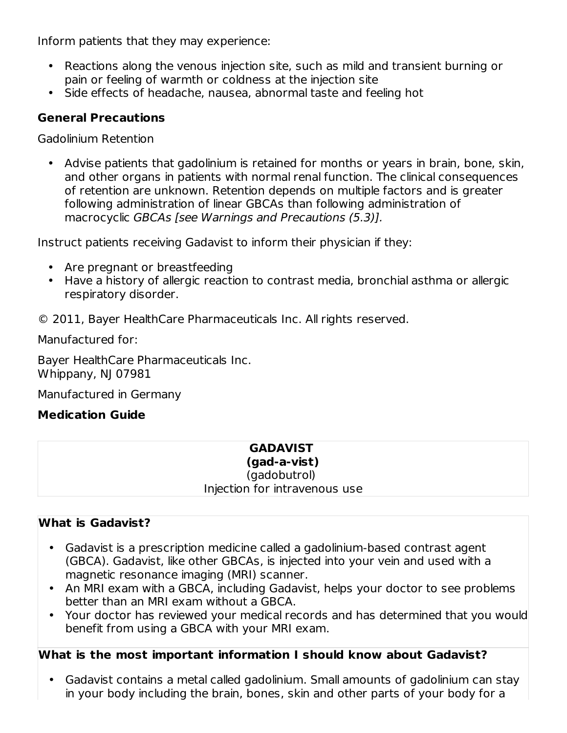Inform patients that they may experience:

- Reactions along the venous injection site, such as mild and transient burning or pain or feeling of warmth or coldness at the injection site
- Side effects of headache, nausea, abnormal taste and feeling hot

**General Precautions**

Gadolinium Retention

- Advise patients that gadolinium is retained for months or years in brain, bone, skin, and other organs in patients with normal renal function. The clinical consequences of retention are unknown. Retention depends on multiple factors and is greater following administration of linear GBCAs than following administration of macrocyclic *GBCAs [see Warnings and Precautions (5.3)].*

Instruct patients receiving Gadavist to inform their physician if they:

- Are pregnant or breastfeeding
- Have a history of allergic reaction to contrast media, bronchial asthma or allergic respiratory disorder.

© 2011, Bayer HealthCare Pharmaceuticals Inc. All rights reserved.

Manufactured for:

Bayer HealthCare Pharmaceuticals Inc.
Whippany, NJ 07981

Manufactured in Germany

**Medication Guide**

| **GADAVIST**<br>**(gad-a-vist)**<br>(gadobutrol)<br>Injection for intravenous use |
|---|

**What is Gadavist?**

- Gadavist is a prescription medicine called a gadolinium-based contrast agent (GBCA). Gadavist, like other GBCAs, is injected into your vein and used with a magnetic resonance imaging (MRI) scanner.
- An MRI exam with a GBCA, including Gadavist, helps your doctor to see problems better than an MRI exam without a GBCA.
- Your doctor has reviewed your medical records and has determined that you would benefit from using a GBCA with your MRI exam.

**What is the most important information I should know about Gadavist?**

- Gadavist contains a metal called gadolinium. Small amounts of gadolinium can stay in your body including the brain, bones, skin and other parts of your body for a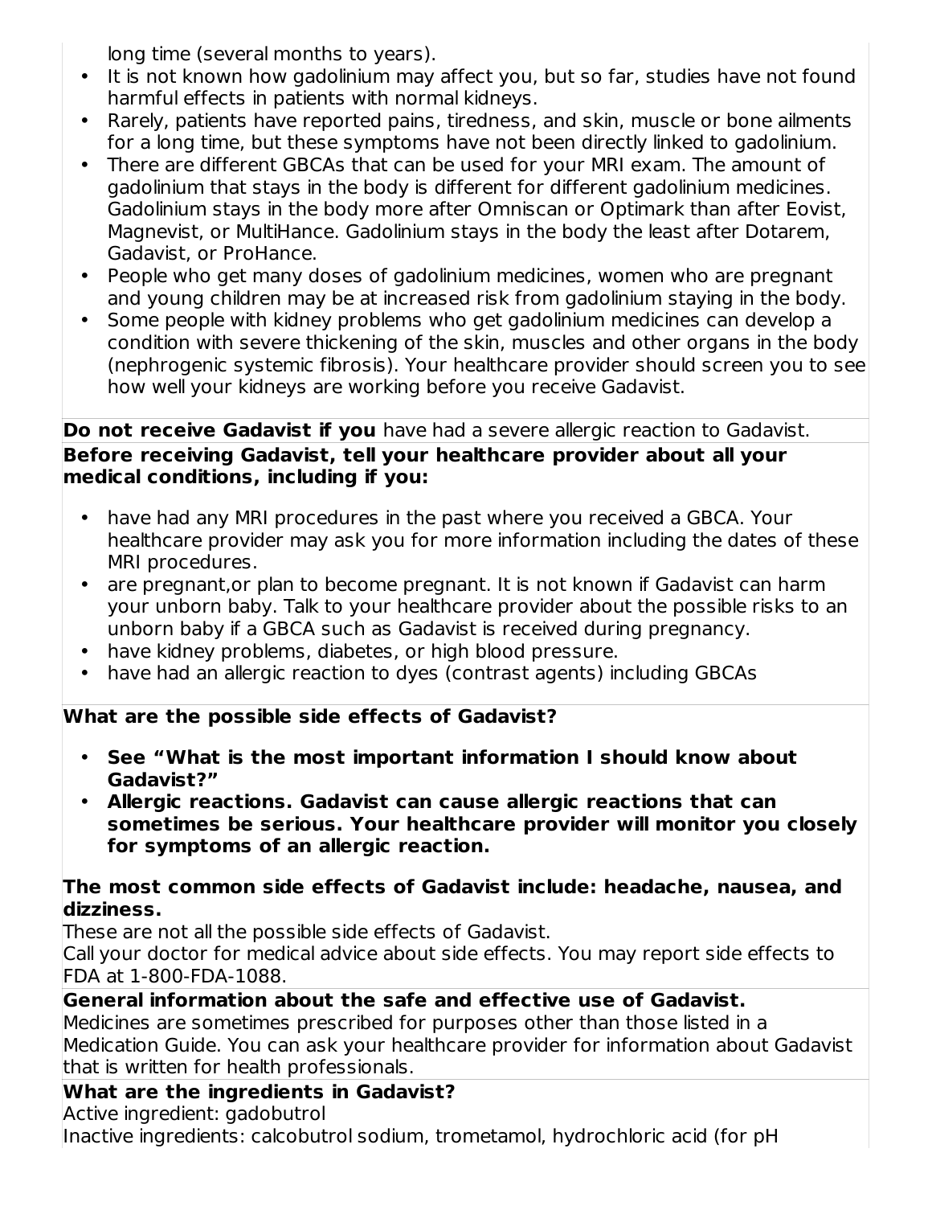long time (several months to years).

- It is not known how gadolinium may affect you, but so far, studies have not found harmful effects in patients with normal kidneys.
- Rarely, patients have reported pains, tiredness, and skin, muscle or bone ailments for a long time, but these symptoms have not been directly linked to gadolinium.
- There are different GBCAs that can be used for your MRI exam. The amount of gadolinium that stays in the body is different for different gadolinium medicines. Gadolinium stays in the body more after Omniscan or Optimark than after Eovist, Magnevist, or MultiHance. Gadolinium stays in the body the least after Dotarem, Gadavist, or ProHance.
- People who get many doses of gadolinium medicines, women who are pregnant and young children may be at increased risk from gadolinium staying in the body.
- Some people with kidney problems who get gadolinium medicines can develop a condition with severe thickening of the skin, muscles and other organs in the body (nephrogenic systemic fibrosis). Your healthcare provider should screen you to see how well your kidneys are working before you receive Gadavist.

**Do not receive Gadavist if you** have had a severe allergic reaction to Gadavist.

**Before receiving Gadavist, tell your healthcare provider about all your medical conditions, including if you:**

- have had any MRI procedures in the past where you received a GBCA. Your healthcare provider may ask you for more information including the dates of these MRI procedures.
- are pregnant,or plan to become pregnant. It is not known if Gadavist can harm your unborn baby. Talk to your healthcare provider about the possible risks to an unborn baby if a GBCA such as Gadavist is received during pregnancy.
- have kidney problems, diabetes, or high blood pressure.
- have had an allergic reaction to dyes (contrast agents) including GBCAs

**What are the possible side effects of Gadavist?**

- **See "What is the most important information I should know about Gadavist?"**
- **Allergic reactions. Gadavist can cause allergic reactions that can sometimes be serious. Your healthcare provider will monitor you closely for symptoms of an allergic reaction.**

**The most common side effects of Gadavist include: headache, nausea, and dizziness.**

These are not all the possible side effects of Gadavist.

Call your doctor for medical advice about side effects. You may report side effects to FDA at 1-800-FDA-1088.

**General information about the safe and effective use of Gadavist.**

Medicines are sometimes prescribed for purposes other than those listed in a Medication Guide. You can ask your healthcare provider for information about Gadavist that is written for health professionals.

**What are the ingredients in Gadavist?**

Active ingredient: gadobutrol

Inactive ingredients: calcobutrol sodium, trometamol, hydrochloric acid (for pH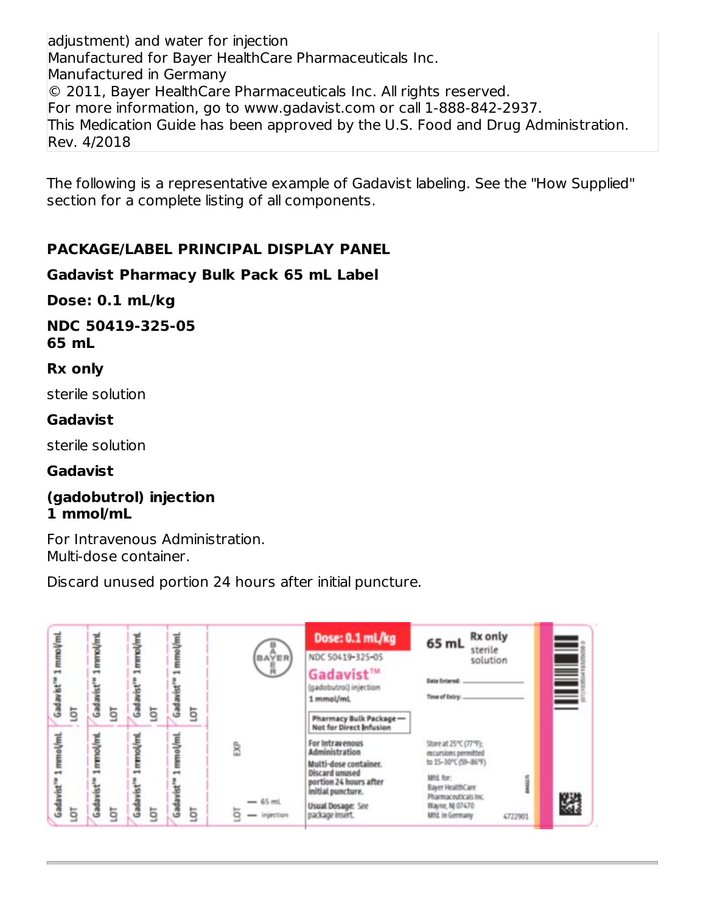adjustment) and water for injection
Manufactured for Bayer HealthCare Pharmaceuticals Inc.
Manufactured in Germany
© 2011, Bayer HealthCare Pharmaceuticals Inc. All rights reserved.
For more information, go to www.gadavist.com or call 1-888-842-2937.
This Medication Guide has been approved by the U.S. Food and Drug Administration.
Rev. 4/2018

The following is a representative example of Gadavist labeling. See the "How Supplied" section for a complete listing of all components.

**PACKAGE/LABEL PRINCIPAL DISPLAY PANEL**

**Gadavist Pharmacy Bulk Pack 65 mL Label**

**Dose: 0.1 mL/kg**

**NDC 50419-325-05**
**65 mL**

**Rx only**

sterile solution

**Gadavist**

sterile solution

**Gadavist**

**(gadobutrol) injection**
**1 mmol/mL**

For Intravenous Administration.
Multi-dose container.

Discard unused portion 24 hours after initial puncture.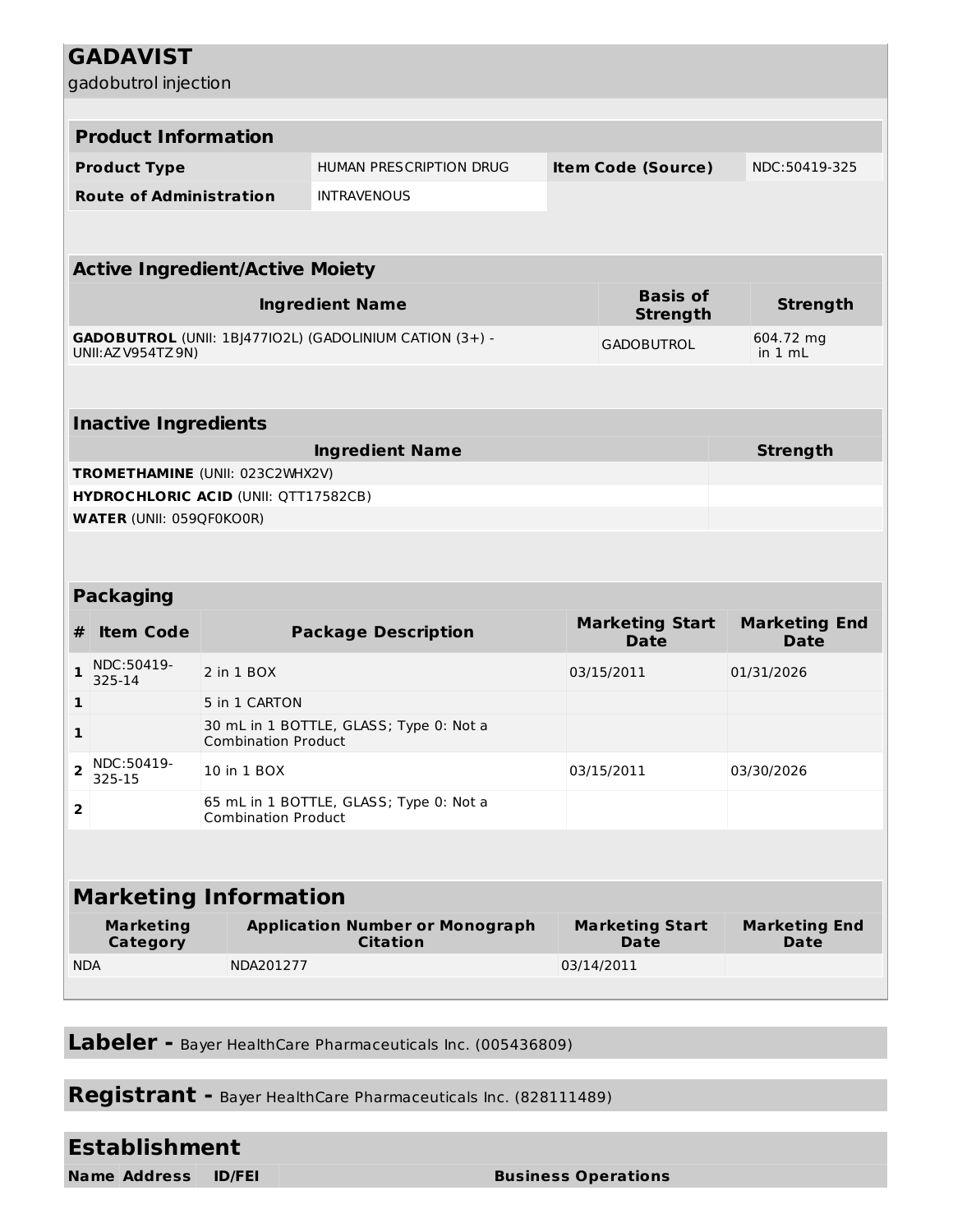# GADAVIST

gadobutrol injection

## Product Information

| Product Type | HUMAN PRESCRIPTION DRUG | Item Code (Source) | NDC:50419-325 |
|---|---|---|---|
| Route of Administration | INTRAVENOUS | | |

## Active Ingredient/Active Moiety

| Ingredient Name | Basis of Strength | Strength |
|---|---|---|
| **GADOBUTROL** (UNII: 1BJ477IO2L) (GADOLINIUM CATION (3+) - UNII:AZV954TZ9N) | GADOBUTROL | 604.72 mg in 1 mL |

## Inactive Ingredients

| Ingredient Name | Strength |
|---|---|
| **TROMETHAMINE** (UNII: 023C2WHX2V) | |
| **HYDROCHLORIC ACID** (UNII: QTT17582CB) | |
| **WATER** (UNII: 059QF0KO0R) | |

## Packaging

| # | Item Code | Package Description | Marketing Start Date | Marketing End Date |
|---|---|---|---|---|
| 1 | NDC:50419-325-14 | 2 in 1 BOX | 03/15/2011 | 01/31/2026 |
| 1 | | 5 in 1 CARTON | | |
| 1 | | 30 mL in 1 BOTTLE, GLASS; Type 0: Not a Combination Product | | |
| 2 | NDC:50419-325-15 | 10 in 1 BOX | 03/15/2011 | 03/30/2026 |
| 2 | | 65 mL in 1 BOTTLE, GLASS; Type 0: Not a Combination Product | | |

## Marketing Information

| Marketing Category | Application Number or Monograph Citation | Marketing Start Date | Marketing End Date |
|---|---|---|---|
| NDA | NDA201277 | 03/14/2011 | |

**Labeler -** Bayer HealthCare Pharmaceuticals Inc. (005436809)

**Registrant -** Bayer HealthCare Pharmaceuticals Inc. (828111489)

## Establishment

| Name | Address | ID/FEI | Business Operations |
|---|---|---|---|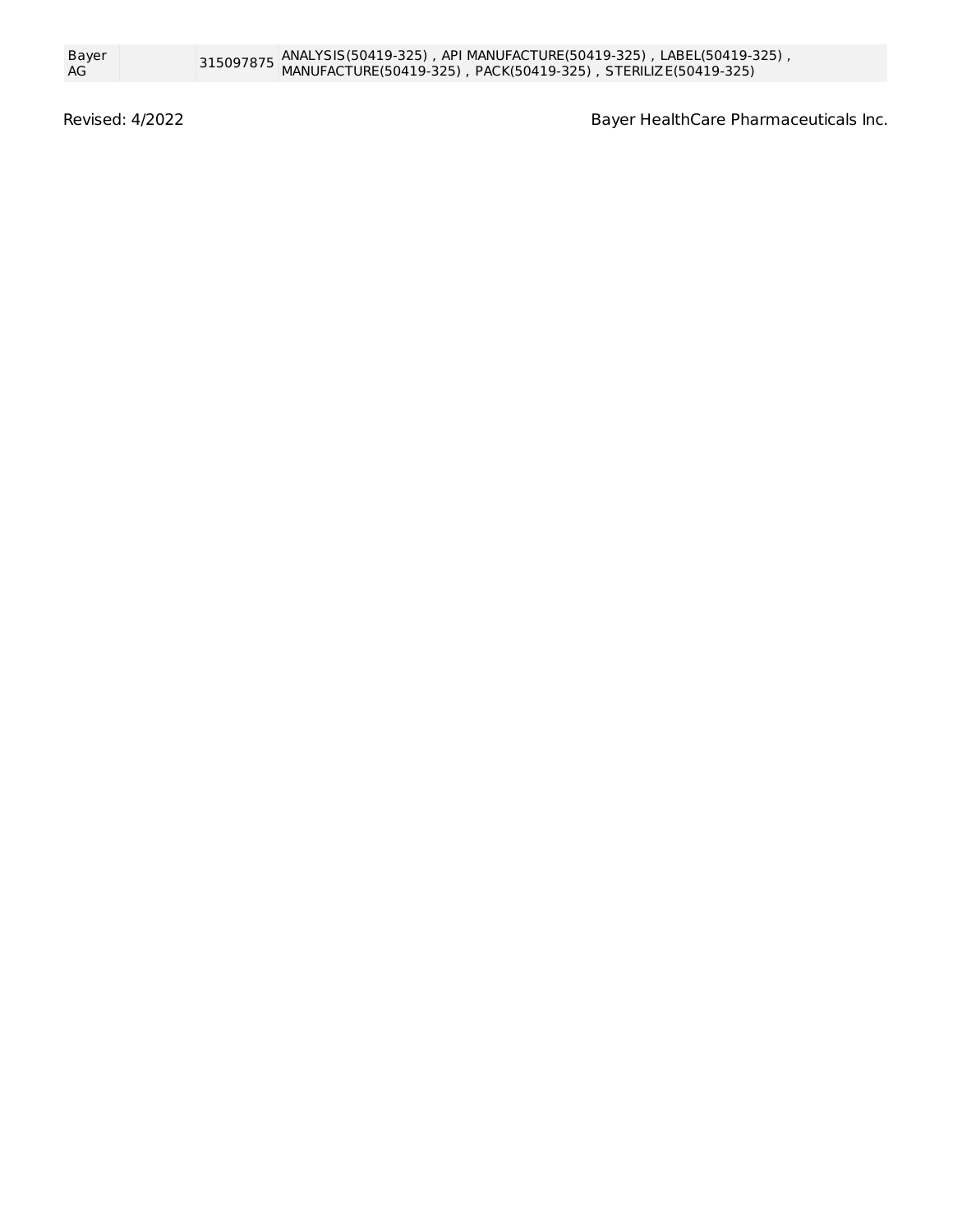| | | | |
|---|---|---|---|
| Bayer AG | | 315097875 | ANALYSIS(50419-325) , API MANUFACTURE(50419-325) , LABEL(50419-325) , MANUFACTURE(50419-325) , PACK(50419-325) , STERILIZE(50419-325) |

Revised: 4/2022

Bayer HealthCare Pharmaceuticals Inc.